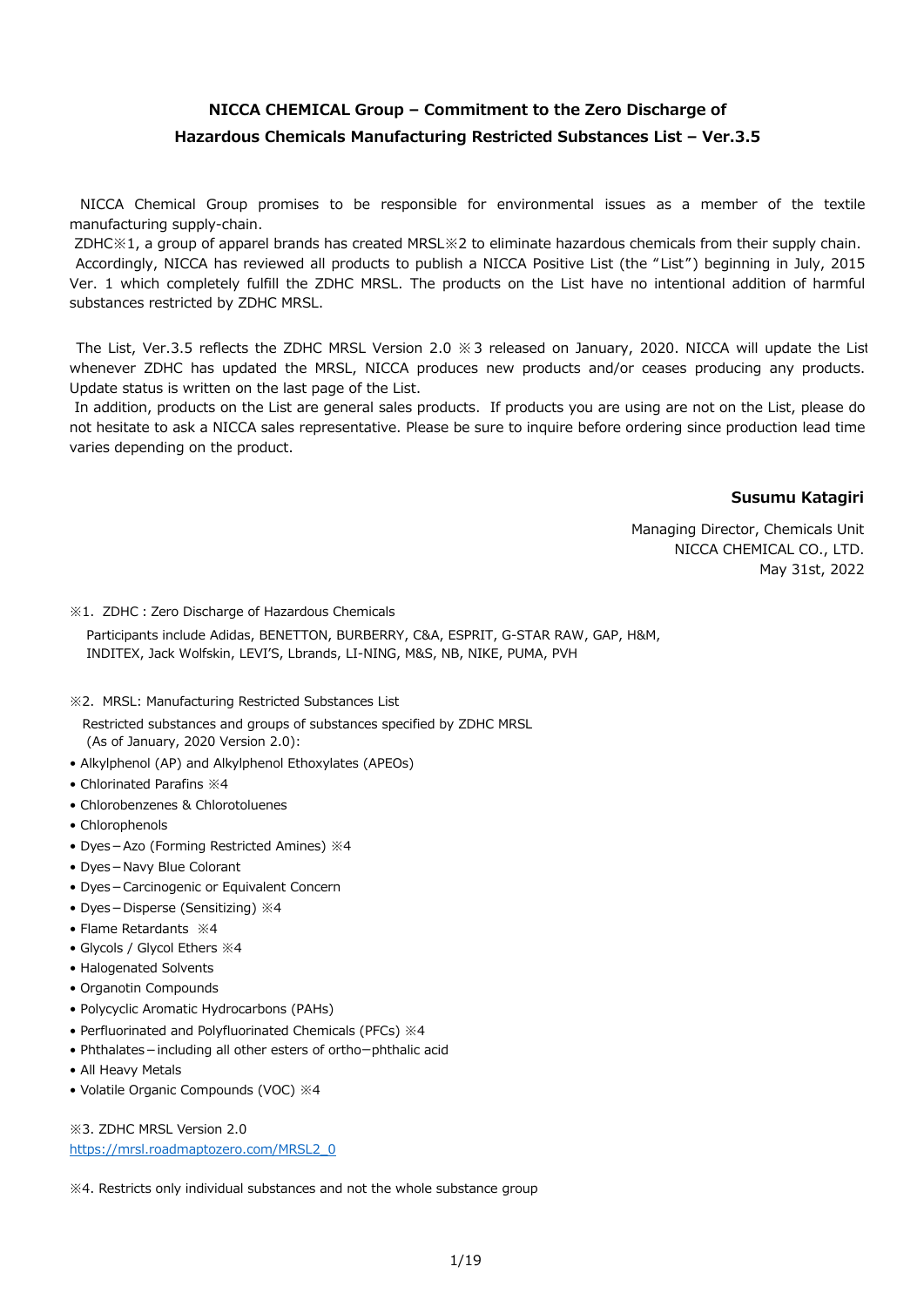# NICCA CHEMICAL Group – Commitment to the Zero Discharge of Hazardous Chemicals Manufacturing Restricted Substances List – Ver.3.5

NICCA Chemical Group promises to be responsible for environmental issues as a member of the textile manufacturing supply-chain.

ZDHC※1, a group of apparel brands has created MRSL※2 to eliminate hazardous chemicals from their supply chain.

Accordingly, NICCA has reviewed all products to publish a NICCA Positive List (the "List") beginning in July, 2015 Ver. 1 which completely fulfill the ZDHC MRSL. The products on the List have no intentional addition of harmful substances restricted by ZDHC MRSL.

The List, Ver.3.5 reflects the ZDHC MRSL Version 2.0 ※3 released on January, 2020. NICCA will update the List whenever ZDHC has updated the MRSL, NICCA produces new products and/or ceases producing any products. Update status is written on the last page of the List.

In addition, products on the List are general sales products. If products you are using are not on the List, please do not hesitate to ask a NICCA sales representative. Please be sure to inquire before ordering since production lead time varies depending on the product.

**Susumu Katagiri**

Managing Director, Chemicals Unit
NICCA CHEMICAL CO., LTD.
May 31st, 2022

※1. ZDHC : Zero Discharge of Hazardous Chemicals

Participants include Adidas, BENETTON, BURBERRY, C&A, ESPRIT, G-STAR RAW, GAP, H&M, INDITEX, Jack Wolfskin, LEVI'S, Lbrands, LI-NING, M&S, NB, NIKE, PUMA, PVH

※2. MRSL: Manufacturing Restricted Substances List

Restricted substances and groups of substances specified by ZDHC MRSL (As of January, 2020 Version 2.0):

- Alkylphenol (AP) and Alkylphenol Ethoxylates (APEOs)
- Chlorinated Parafins ※4
- Chlorobenzenes & Chlorotoluenes
- Chlorophenols
- Dyes－Azo (Forming Restricted Amines) ※4
- Dyes－Navy Blue Colorant
- Dyes－Carcinogenic or Equivalent Concern
- Dyes－Disperse (Sensitizing) ※4
- Flame Retardants ※4
- Glycols / Glycol Ethers ※4
- Halogenated Solvents
- Organotin Compounds
- Polycyclic Aromatic Hydrocarbons (PAHs)
- Perfluorinated and Polyfluorinated Chemicals (PFCs) ※4
- Phthalates－including all other esters of ortho−phthalic acid
- All Heavy Metals
- Volatile Organic Compounds (VOC) ※4

※3. ZDHC MRSL Version 2.0
https://mrsl.roadmaptozero.com/MRSL2_0

※4. Restricts only individual substances and not the whole substance group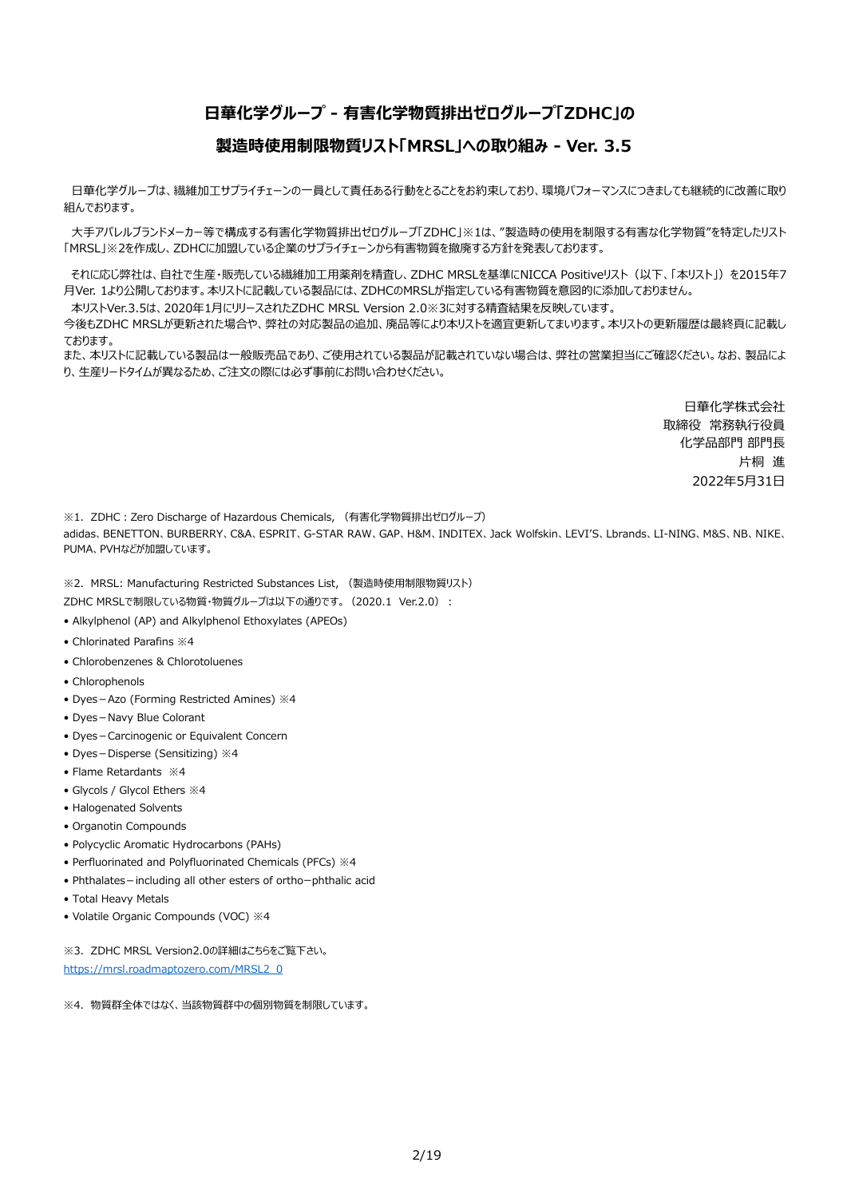# 日華化学グループ - 有害化学物質排出ゼログループ「ZDHC」の製造時使用制限物質リスト「MRSL」への取り組み - Ver. 3.5

日華化学グループは、繊維加工サプライチェーンの一員として責任ある行動をとることをお約束しており、環境パフォーマンスにつきましても継続的に改善に取り組んでおります。

大手アパレルブランドメーカー等で構成する有害化学物質排出ゼログループ「ZDHC」※1は、”製造時の使用を制限する有害な化学物質”を特定したリスト「MRSL」※2を作成し、ZDHCに加盟している企業のサプライチェーンから有害物質を撤廃する方針を発表しております。

それに応じ弊社は、自社で生産・販売している繊維加工用薬剤を精査し、ZDHC MRSLを基準にNICCA Positiveリスト（以下、「本リスト」）を2015年7月Ver. 1より公開しております。本リストに記載している製品には、ZDHCのMRSLが指定している有害物質を意図的に添加しておりません。

本リストVer.3.5は、2020年1月にリリースされたZDHC MRSL Version 2.0※3に対する精査結果を反映しています。

今後もZDHC MRSLが更新された場合や、弊社の対応製品の追加、廃品等により本リストを適宜更新してまいります。本リストの更新履歴は最終頁に記載しております。

また、本リストに記載している製品は一般販売品であり、ご使用されている製品が記載されていない場合は、弊社の営業担当にご確認ください。なお、製品により、生産リードタイムが異なるため、ご注文の際には必ず事前にお問い合わせください。

日華化学株式会社
取締役 常務執行役員
化学品部門 部門長
片桐 進
2022年5月31日

※1．ZDHC : Zero Discharge of Hazardous Chemicals, （有害化学物質排出ゼログループ）
adidas、BENETTON、BURBERRY、C&A、ESPRIT、G-STAR RAW、GAP、H&M、INDITEX、Jack Wolfskin、LEVI'S、Lbrands、LI-NING、M&S、NB、NIKE、PUMA、PVHなどが加盟しています。

※2．MRSL: Manufacturing Restricted Substances List, （製造時使用制限物質リスト）
ZDHC MRSLで制限している物質・物質グループは以下の通りです。（2020.1 Ver.2.0）：

- Alkylphenol (AP) and Alkylphenol Ethoxylates (APEOs)
- Chlorinated Parafins ※4
- Chlorobenzenes & Chlorotoluenes
- Chlorophenols
- Dyes－Azo (Forming Restricted Amines) ※4
- Dyes－Navy Blue Colorant
- Dyes－Carcinogenic or Equivalent Concern
- Dyes－Disperse (Sensitizing) ※4
- Flame Retardants ※4
- Glycols / Glycol Ethers ※4
- Halogenated Solvents
- Organotin Compounds
- Polycyclic Aromatic Hydrocarbons (PAHs)
- Perfluorinated and Polyfluorinated Chemicals (PFCs) ※4
- Phthalates－including all other esters of ortho－phthalic acid
- Total Heavy Metals
- Volatile Organic Compounds (VOC) ※4

※3．ZDHC MRSL Version2.0の詳細はこちらをご覧下さい。
https://mrsl.roadmaptozero.com/MRSL2_0

※4．物質群全体ではなく、当該物質群中の個別物質を制限しています。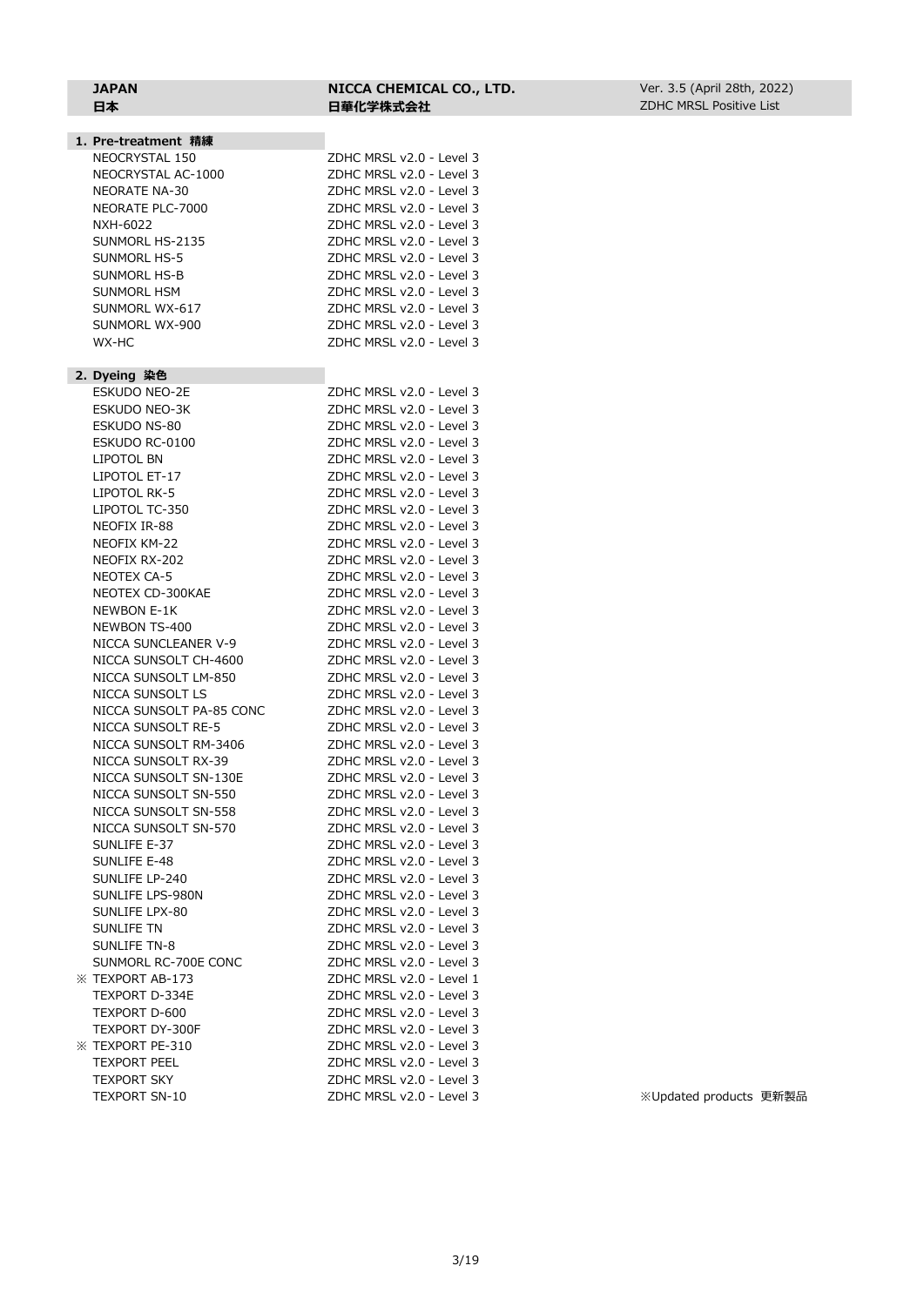| JAPAN<br>日本 | NICCA CHEMICAL CO., LTD.<br>日華化学株式会社 | Ver. 3.5 (April 28th, 2022)<br>ZDHC MRSL Positive List |
|---|---|---|

## 1. Pre-treatment 精練

| Product | Level |
|---|---|
| NEOCRYSTAL 150 | ZDHC MRSL v2.0 - Level 3 |
| NEOCRYSTAL AC-1000 | ZDHC MRSL v2.0 - Level 3 |
| NEORATE NA-30 | ZDHC MRSL v2.0 - Level 3 |
| NEORATE PLC-7000 | ZDHC MRSL v2.0 - Level 3 |
| NXH-6022 | ZDHC MRSL v2.0 - Level 3 |
| SUNMORL HS-2135 | ZDHC MRSL v2.0 - Level 3 |
| SUNMORL HS-5 | ZDHC MRSL v2.0 - Level 3 |
| SUNMORL HS-B | ZDHC MRSL v2.0 - Level 3 |
| SUNMORL HSM | ZDHC MRSL v2.0 - Level 3 |
| SUNMORL WX-617 | ZDHC MRSL v2.0 - Level 3 |
| SUNMORL WX-900 | ZDHC MRSL v2.0 - Level 3 |
| WX-HC | ZDHC MRSL v2.0 - Level 3 |

## 2. Dyeing 染色

| Product | Level |
|---|---|
| ESKUDO NEO-2E | ZDHC MRSL v2.0 - Level 3 |
| ESKUDO NEO-3K | ZDHC MRSL v2.0 - Level 3 |
| ESKUDO NS-80 | ZDHC MRSL v2.0 - Level 3 |
| ESKUDO RC-0100 | ZDHC MRSL v2.0 - Level 3 |
| LIPOTOL BN | ZDHC MRSL v2.0 - Level 3 |
| LIPOTOL ET-17 | ZDHC MRSL v2.0 - Level 3 |
| LIPOTOL RK-5 | ZDHC MRSL v2.0 - Level 3 |
| LIPOTOL TC-350 | ZDHC MRSL v2.0 - Level 3 |
| NEOFIX IR-88 | ZDHC MRSL v2.0 - Level 3 |
| NEOFIX KM-22 | ZDHC MRSL v2.0 - Level 3 |
| NEOFIX RX-202 | ZDHC MRSL v2.0 - Level 3 |
| NEOTEX CA-5 | ZDHC MRSL v2.0 - Level 3 |
| NEOTEX CD-300KAE | ZDHC MRSL v2.0 - Level 3 |
| NEWBON E-1K | ZDHC MRSL v2.0 - Level 3 |
| NEWBON TS-400 | ZDHC MRSL v2.0 - Level 3 |
| NICCA SUNCLEANER V-9 | ZDHC MRSL v2.0 - Level 3 |
| NICCA SUNSOLT CH-4600 | ZDHC MRSL v2.0 - Level 3 |
| NICCA SUNSOLT LM-850 | ZDHC MRSL v2.0 - Level 3 |
| NICCA SUNSOLT LS | ZDHC MRSL v2.0 - Level 3 |
| NICCA SUNSOLT PA-85 CONC | ZDHC MRSL v2.0 - Level 3 |
| NICCA SUNSOLT RE-5 | ZDHC MRSL v2.0 - Level 3 |
| NICCA SUNSOLT RM-3406 | ZDHC MRSL v2.0 - Level 3 |
| NICCA SUNSOLT RX-39 | ZDHC MRSL v2.0 - Level 3 |
| NICCA SUNSOLT SN-130E | ZDHC MRSL v2.0 - Level 3 |
| NICCA SUNSOLT SN-550 | ZDHC MRSL v2.0 - Level 3 |
| NICCA SUNSOLT SN-558 | ZDHC MRSL v2.0 - Level 3 |
| NICCA SUNSOLT SN-570 | ZDHC MRSL v2.0 - Level 3 |
| SUNLIFE E-37 | ZDHC MRSL v2.0 - Level 3 |
| SUNLIFE E-48 | ZDHC MRSL v2.0 - Level 3 |
| SUNLIFE LP-240 | ZDHC MRSL v2.0 - Level 3 |
| SUNLIFE LPS-980N | ZDHC MRSL v2.0 - Level 3 |
| SUNLIFE LPX-80 | ZDHC MRSL v2.0 - Level 3 |
| SUNLIFE TN | ZDHC MRSL v2.0 - Level 3 |
| SUNLIFE TN-8 | ZDHC MRSL v2.0 - Level 3 |
| SUNMORL RC-700E CONC | ZDHC MRSL v2.0 - Level 3 |
| ※ TEXPORT AB-173 | ZDHC MRSL v2.0 - Level 1 |
| TEXPORT D-334E | ZDHC MRSL v2.0 - Level 3 |
| TEXPORT D-600 | ZDHC MRSL v2.0 - Level 3 |
| TEXPORT DY-300F | ZDHC MRSL v2.0 - Level 3 |
| ※ TEXPORT PE-310 | ZDHC MRSL v2.0 - Level 3 |
| TEXPORT PEEL | ZDHC MRSL v2.0 - Level 3 |
| TEXPORT SKY | ZDHC MRSL v2.0 - Level 3 |
| TEXPORT SN-10 | ZDHC MRSL v2.0 - Level 3 |

※Updated products 更新製品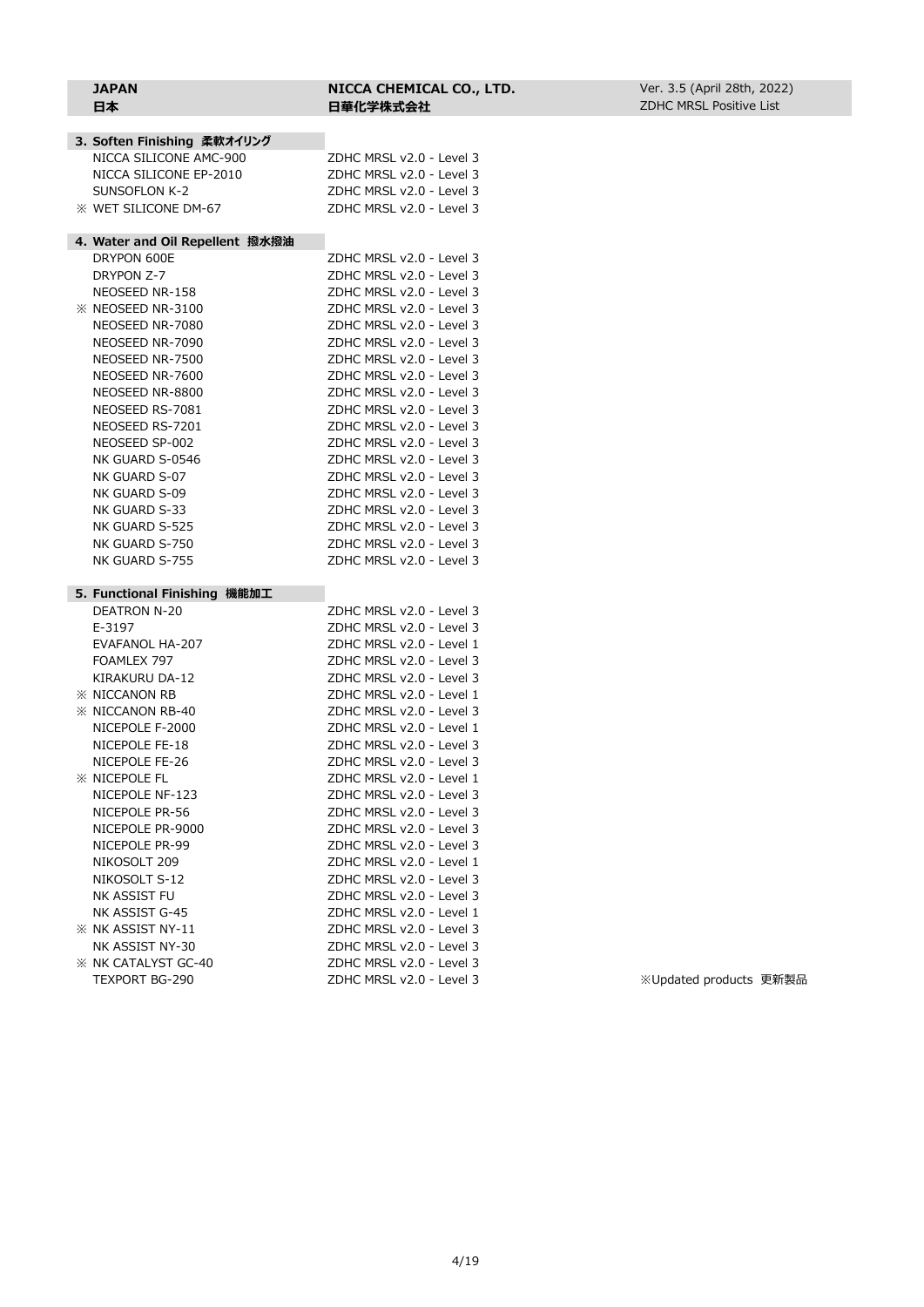| JAPAN<br>日本 | NICCA CHEMICAL CO., LTD.<br>日華化学株式会社 | Ver. 3.5 (April 28th, 2022)<br>ZDHC MRSL Positive List |
|---|---|---|

**3. Soften Finishing 柔軟オイリング**

| Product | Level |
|---|---|
| NICCA SILICONE AMC-900 | ZDHC MRSL v2.0 - Level 3 |
| NICCA SILICONE EP-2010 | ZDHC MRSL v2.0 - Level 3 |
| SUNSOFLON K-2 | ZDHC MRSL v2.0 - Level 3 |
| ※ WET SILICONE DM-67 | ZDHC MRSL v2.0 - Level 3 |

**4. Water and Oil Repellent 撥水撥油**

| Product | Level |
|---|---|
| DRYPON 600E | ZDHC MRSL v2.0 - Level 3 |
| DRYPON Z-7 | ZDHC MRSL v2.0 - Level 3 |
| NEOSEED NR-158 | ZDHC MRSL v2.0 - Level 3 |
| ※ NEOSEED NR-3100 | ZDHC MRSL v2.0 - Level 3 |
| NEOSEED NR-7080 | ZDHC MRSL v2.0 - Level 3 |
| NEOSEED NR-7090 | ZDHC MRSL v2.0 - Level 3 |
| NEOSEED NR-7500 | ZDHC MRSL v2.0 - Level 3 |
| NEOSEED NR-7600 | ZDHC MRSL v2.0 - Level 3 |
| NEOSEED NR-8800 | ZDHC MRSL v2.0 - Level 3 |
| NEOSEED RS-7081 | ZDHC MRSL v2.0 - Level 3 |
| NEOSEED RS-7201 | ZDHC MRSL v2.0 - Level 3 |
| NEOSEED SP-002 | ZDHC MRSL v2.0 - Level 3 |
| NK GUARD S-0546 | ZDHC MRSL v2.0 - Level 3 |
| NK GUARD S-07 | ZDHC MRSL v2.0 - Level 3 |
| NK GUARD S-09 | ZDHC MRSL v2.0 - Level 3 |
| NK GUARD S-33 | ZDHC MRSL v2.0 - Level 3 |
| NK GUARD S-525 | ZDHC MRSL v2.0 - Level 3 |
| NK GUARD S-750 | ZDHC MRSL v2.0 - Level 3 |
| NK GUARD S-755 | ZDHC MRSL v2.0 - Level 3 |

**5. Functional Finishing 機能加工**

| Product | Level |
|---|---|
| DEATRON N-20 | ZDHC MRSL v2.0 - Level 3 |
| E-3197 | ZDHC MRSL v2.0 - Level 3 |
| EVAFANOL HA-207 | ZDHC MRSL v2.0 - Level 1 |
| FOAMLEX 797 | ZDHC MRSL v2.0 - Level 3 |
| KIRAKURU DA-12 | ZDHC MRSL v2.0 - Level 3 |
| ※ NICCANON RB | ZDHC MRSL v2.0 - Level 1 |
| ※ NICCANON RB-40 | ZDHC MRSL v2.0 - Level 3 |
| NICEPOLE F-2000 | ZDHC MRSL v2.0 - Level 1 |
| NICEPOLE FE-18 | ZDHC MRSL v2.0 - Level 3 |
| NICEPOLE FE-26 | ZDHC MRSL v2.0 - Level 3 |
| ※ NICEPOLE FL | ZDHC MRSL v2.0 - Level 1 |
| NICEPOLE NF-123 | ZDHC MRSL v2.0 - Level 3 |
| NICEPOLE PR-56 | ZDHC MRSL v2.0 - Level 3 |
| NICEPOLE PR-9000 | ZDHC MRSL v2.0 - Level 3 |
| NICEPOLE PR-99 | ZDHC MRSL v2.0 - Level 3 |
| NIKOSOLT 209 | ZDHC MRSL v2.0 - Level 1 |
| NIKOSOLT S-12 | ZDHC MRSL v2.0 - Level 3 |
| NK ASSIST FU | ZDHC MRSL v2.0 - Level 3 |
| NK ASSIST G-45 | ZDHC MRSL v2.0 - Level 1 |
| ※ NK ASSIST NY-11 | ZDHC MRSL v2.0 - Level 3 |
| NK ASSIST NY-30 | ZDHC MRSL v2.0 - Level 3 |
| ※ NK CATALYST GC-40 | ZDHC MRSL v2.0 - Level 3 |
| TEXPORT BG-290 | ZDHC MRSL v2.0 - Level 3 |

※Updated products 更新製品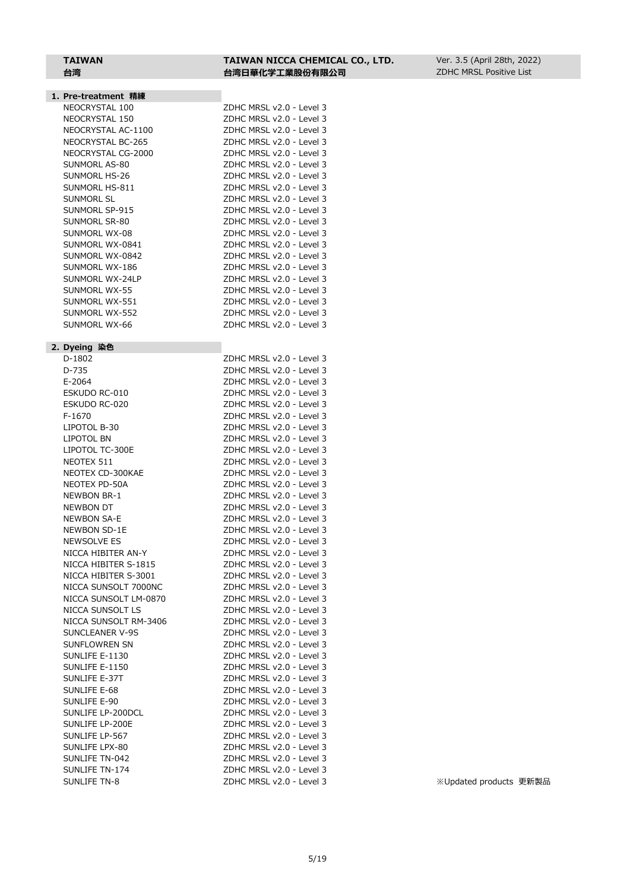| TAIWAN 台湾 | TAIWAN NICCA CHEMICAL CO., LTD. 台湾日華化学工業股份有限公司 | Ver. 3.5 (April 28th, 2022) ZDHC MRSL Positive List |
|---|---|---|

## 1. Pre-treatment 精練

| Product | Level |
|---|---|
| NEOCRYSTAL 100 | ZDHC MRSL v2.0 - Level 3 |
| NEOCRYSTAL 150 | ZDHC MRSL v2.0 - Level 3 |
| NEOCRYSTAL AC-1100 | ZDHC MRSL v2.0 - Level 3 |
| NEOCRYSTAL BC-265 | ZDHC MRSL v2.0 - Level 3 |
| NEOCRYSTAL CG-2000 | ZDHC MRSL v2.0 - Level 3 |
| SUNMORL AS-80 | ZDHC MRSL v2.0 - Level 3 |
| SUNMORL HS-26 | ZDHC MRSL v2.0 - Level 3 |
| SUNMORL HS-811 | ZDHC MRSL v2.0 - Level 3 |
| SUNMORL SL | ZDHC MRSL v2.0 - Level 3 |
| SUNMORL SP-915 | ZDHC MRSL v2.0 - Level 3 |
| SUNMORL SR-80 | ZDHC MRSL v2.0 - Level 3 |
| SUNMORL WX-08 | ZDHC MRSL v2.0 - Level 3 |
| SUNMORL WX-0841 | ZDHC MRSL v2.0 - Level 3 |
| SUNMORL WX-0842 | ZDHC MRSL v2.0 - Level 3 |
| SUNMORL WX-186 | ZDHC MRSL v2.0 - Level 3 |
| SUNMORL WX-24LP | ZDHC MRSL v2.0 - Level 3 |
| SUNMORL WX-55 | ZDHC MRSL v2.0 - Level 3 |
| SUNMORL WX-551 | ZDHC MRSL v2.0 - Level 3 |
| SUNMORL WX-552 | ZDHC MRSL v2.0 - Level 3 |
| SUNMORL WX-66 | ZDHC MRSL v2.0 - Level 3 |

## 2. Dyeing 染色

| Product | Level |
|---|---|
| D-1802 | ZDHC MRSL v2.0 - Level 3 |
| D-735 | ZDHC MRSL v2.0 - Level 3 |
| E-2064 | ZDHC MRSL v2.0 - Level 3 |
| ESKUDO RC-010 | ZDHC MRSL v2.0 - Level 3 |
| ESKUDO RC-020 | ZDHC MRSL v2.0 - Level 3 |
| F-1670 | ZDHC MRSL v2.0 - Level 3 |
| LIPOTOL B-30 | ZDHC MRSL v2.0 - Level 3 |
| LIPOTOL BN | ZDHC MRSL v2.0 - Level 3 |
| LIPOTOL TC-300E | ZDHC MRSL v2.0 - Level 3 |
| NEOTEX 511 | ZDHC MRSL v2.0 - Level 3 |
| NEOTEX CD-300KAE | ZDHC MRSL v2.0 - Level 3 |
| NEOTEX PD-50A | ZDHC MRSL v2.0 - Level 3 |
| NEWBON BR-1 | ZDHC MRSL v2.0 - Level 3 |
| NEWBON DT | ZDHC MRSL v2.0 - Level 3 |
| NEWBON SA-E | ZDHC MRSL v2.0 - Level 3 |
| NEWBON SD-1E | ZDHC MRSL v2.0 - Level 3 |
| NEWSOLVE ES | ZDHC MRSL v2.0 - Level 3 |
| NICCA HIBITER AN-Y | ZDHC MRSL v2.0 - Level 3 |
| NICCA HIBITER S-1815 | ZDHC MRSL v2.0 - Level 3 |
| NICCA HIBITER S-3001 | ZDHC MRSL v2.0 - Level 3 |
| NICCA SUNSOLT 7000NC | ZDHC MRSL v2.0 - Level 3 |
| NICCA SUNSOLT LM-0870 | ZDHC MRSL v2.0 - Level 3 |
| NICCA SUNSOLT LS | ZDHC MRSL v2.0 - Level 3 |
| NICCA SUNSOLT RM-3406 | ZDHC MRSL v2.0 - Level 3 |
| SUNCLEANER V-9S | ZDHC MRSL v2.0 - Level 3 |
| SUNFLOWREN SN | ZDHC MRSL v2.0 - Level 3 |
| SUNLIFE E-1130 | ZDHC MRSL v2.0 - Level 3 |
| SUNLIFE E-1150 | ZDHC MRSL v2.0 - Level 3 |
| SUNLIFE E-37T | ZDHC MRSL v2.0 - Level 3 |
| SUNLIFE E-68 | ZDHC MRSL v2.0 - Level 3 |
| SUNLIFE E-90 | ZDHC MRSL v2.0 - Level 3 |
| SUNLIFE LP-200DCL | ZDHC MRSL v2.0 - Level 3 |
| SUNLIFE LP-200E | ZDHC MRSL v2.0 - Level 3 |
| SUNLIFE LP-567 | ZDHC MRSL v2.0 - Level 3 |
| SUNLIFE LPX-80 | ZDHC MRSL v2.0 - Level 3 |
| SUNLIFE TN-042 | ZDHC MRSL v2.0 - Level 3 |
| SUNLIFE TN-174 | ZDHC MRSL v2.0 - Level 3 |
| SUNLIFE TN-8 | ZDHC MRSL v2.0 - Level 3 |

※Updated products 更新製品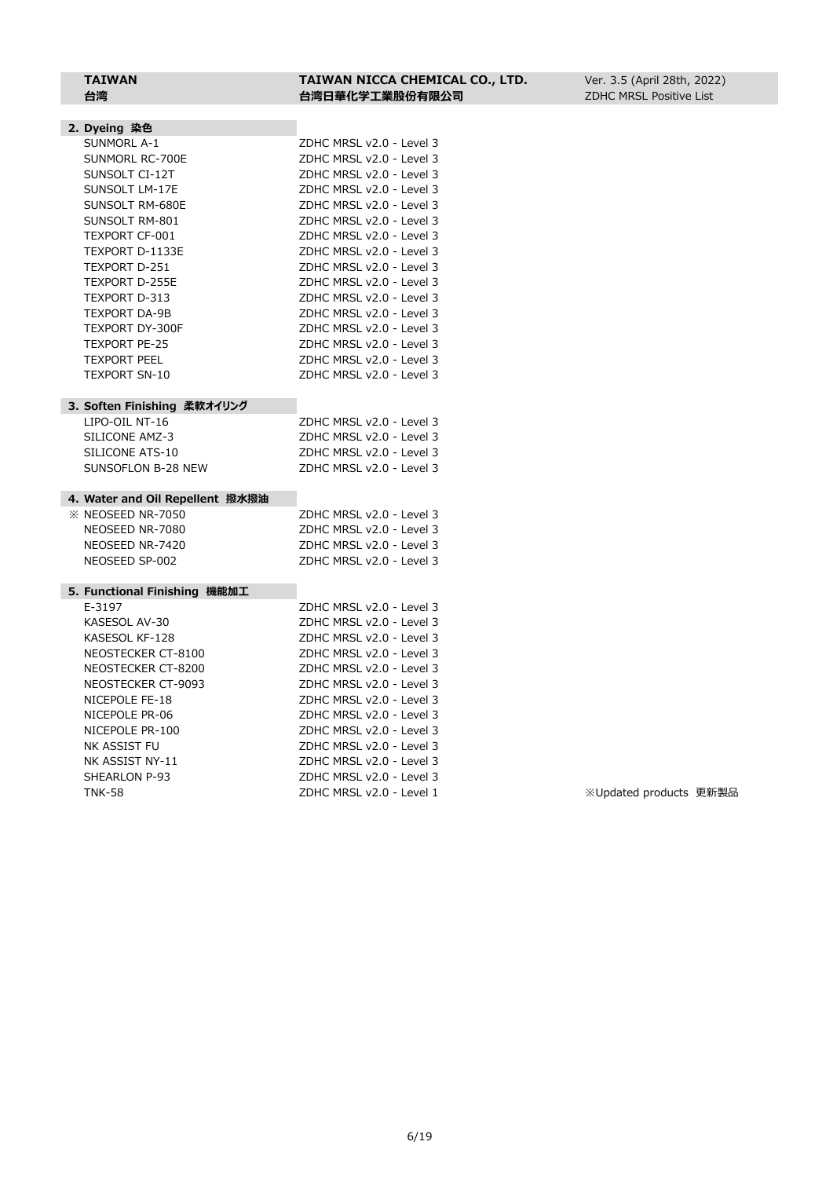| TAIWAN<br>台湾 | TAIWAN NICCA CHEMICAL CO., LTD.<br>台湾日華化学工業股份有限公司 | Ver. 3.5 (April 28th, 2022)<br>ZDHC MRSL Positive List |
|---|---|---|

**2. Dyeing 染色**

| Product | Level |
|---|---|
| SUNMORL A-1 | ZDHC MRSL v2.0 - Level 3 |
| SUNMORL RC-700E | ZDHC MRSL v2.0 - Level 3 |
| SUNSOLT CI-12T | ZDHC MRSL v2.0 - Level 3 |
| SUNSOLT LM-17E | ZDHC MRSL v2.0 - Level 3 |
| SUNSOLT RM-680E | ZDHC MRSL v2.0 - Level 3 |
| SUNSOLT RM-801 | ZDHC MRSL v2.0 - Level 3 |
| TEXPORT CF-001 | ZDHC MRSL v2.0 - Level 3 |
| TEXPORT D-1133E | ZDHC MRSL v2.0 - Level 3 |
| TEXPORT D-251 | ZDHC MRSL v2.0 - Level 3 |
| TEXPORT D-255E | ZDHC MRSL v2.0 - Level 3 |
| TEXPORT D-313 | ZDHC MRSL v2.0 - Level 3 |
| TEXPORT DA-9B | ZDHC MRSL v2.0 - Level 3 |
| TEXPORT DY-300F | ZDHC MRSL v2.0 - Level 3 |
| TEXPORT PE-25 | ZDHC MRSL v2.0 - Level 3 |
| TEXPORT PEEL | ZDHC MRSL v2.0 - Level 3 |
| TEXPORT SN-10 | ZDHC MRSL v2.0 - Level 3 |

**3. Soften Finishing 柔軟オイリング**

| Product | Level |
|---|---|
| LIPO-OIL NT-16 | ZDHC MRSL v2.0 - Level 3 |
| SILICONE AMZ-3 | ZDHC MRSL v2.0 - Level 3 |
| SILICONE ATS-10 | ZDHC MRSL v2.0 - Level 3 |
| SUNSOFLON B-28 NEW | ZDHC MRSL v2.0 - Level 3 |

**4. Water and Oil Repellent 撥水撥油**

| Product | Level |
|---|---|
| ※ NEOSEED NR-7050 | ZDHC MRSL v2.0 - Level 3 |
| NEOSEED NR-7080 | ZDHC MRSL v2.0 - Level 3 |
| NEOSEED NR-7420 | ZDHC MRSL v2.0 - Level 3 |
| NEOSEED SP-002 | ZDHC MRSL v2.0 - Level 3 |

**5. Functional Finishing 機能加工**

| Product | Level |
|---|---|
| E-3197 | ZDHC MRSL v2.0 - Level 3 |
| KASESOL AV-30 | ZDHC MRSL v2.0 - Level 3 |
| KASESOL KF-128 | ZDHC MRSL v2.0 - Level 3 |
| NEOSTECKER CT-8100 | ZDHC MRSL v2.0 - Level 3 |
| NEOSTECKER CT-8200 | ZDHC MRSL v2.0 - Level 3 |
| NEOSTECKER CT-9093 | ZDHC MRSL v2.0 - Level 3 |
| NICEPOLE FE-18 | ZDHC MRSL v2.0 - Level 3 |
| NICEPOLE PR-06 | ZDHC MRSL v2.0 - Level 3 |
| NICEPOLE PR-100 | ZDHC MRSL v2.0 - Level 3 |
| NK ASSIST FU | ZDHC MRSL v2.0 - Level 3 |
| NK ASSIST NY-11 | ZDHC MRSL v2.0 - Level 3 |
| SHEARLON P-93 | ZDHC MRSL v2.0 - Level 3 |
| TNK-58 | ZDHC MRSL v2.0 - Level 1 |

※Updated products 更新製品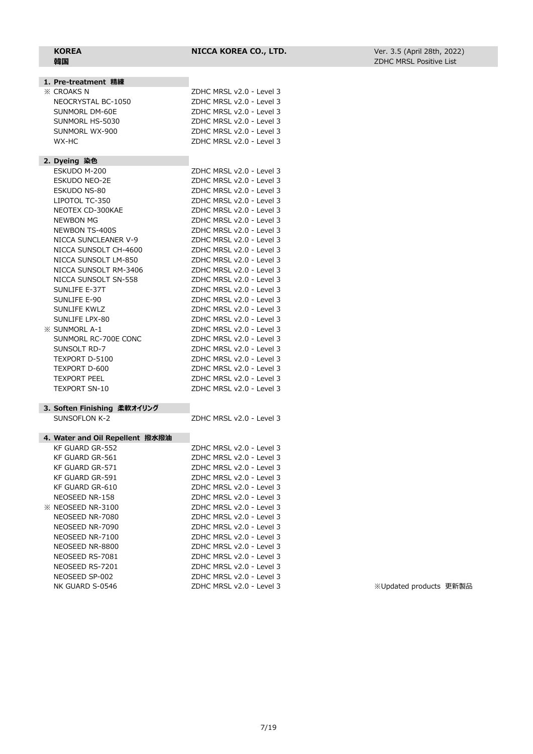**KOREA 韓国** | **NICCA KOREA CO., LTD.** | Ver. 3.5 (April 28th, 2022) ZDHC MRSL Positive List

### 1. Pre-treatment 精練

| Product | Conformance |
|---|---|
| ※ CROAKS N | ZDHC MRSL v2.0 - Level 3 |
| NEOCRYSTAL BC-1050 | ZDHC MRSL v2.0 - Level 3 |
| SUNMORL DM-60E | ZDHC MRSL v2.0 - Level 3 |
| SUNMORL HS-5030 | ZDHC MRSL v2.0 - Level 3 |
| SUNMORL WX-900 | ZDHC MRSL v2.0 - Level 3 |
| WX-HC | ZDHC MRSL v2.0 - Level 3 |

### 2. Dyeing 染色

| Product | Conformance |
|---|---|
| ESKUDO M-200 | ZDHC MRSL v2.0 - Level 3 |
| ESKUDO NEO-2E | ZDHC MRSL v2.0 - Level 3 |
| ESKUDO NS-80 | ZDHC MRSL v2.0 - Level 3 |
| LIPOTOL TC-350 | ZDHC MRSL v2.0 - Level 3 |
| NEOTEX CD-300KAE | ZDHC MRSL v2.0 - Level 3 |
| NEWBON MG | ZDHC MRSL v2.0 - Level 3 |
| NEWBON TS-400S | ZDHC MRSL v2.0 - Level 3 |
| NICCA SUNCLEANER V-9 | ZDHC MRSL v2.0 - Level 3 |
| NICCA SUNSOLT CH-4600 | ZDHC MRSL v2.0 - Level 3 |
| NICCA SUNSOLT LM-850 | ZDHC MRSL v2.0 - Level 3 |
| NICCA SUNSOLT RM-3406 | ZDHC MRSL v2.0 - Level 3 |
| NICCA SUNSOLT SN-558 | ZDHC MRSL v2.0 - Level 3 |
| SUNLIFE E-37T | ZDHC MRSL v2.0 - Level 3 |
| SUNLIFE E-90 | ZDHC MRSL v2.0 - Level 3 |
| SUNLIFE KWLZ | ZDHC MRSL v2.0 - Level 3 |
| SUNLIFE LPX-80 | ZDHC MRSL v2.0 - Level 3 |
| ※ SUNMORL A-1 | ZDHC MRSL v2.0 - Level 3 |
| SUNMORL RC-700E CONC | ZDHC MRSL v2.0 - Level 3 |
| SUNSOLT RD-7 | ZDHC MRSL v2.0 - Level 3 |
| TEXPORT D-5100 | ZDHC MRSL v2.0 - Level 3 |
| TEXPORT D-600 | ZDHC MRSL v2.0 - Level 3 |
| TEXPORT PEEL | ZDHC MRSL v2.0 - Level 3 |
| TEXPORT SN-10 | ZDHC MRSL v2.0 - Level 3 |

### 3. Soften Finishing 柔軟オイリング

| Product | Conformance |
|---|---|
| SUNSOFLON K-2 | ZDHC MRSL v2.0 - Level 3 |

### 4. Water and Oil Repellent 撥水撥油

| Product | Conformance |
|---|---|
| KF GUARD GR-552 | ZDHC MRSL v2.0 - Level 3 |
| KF GUARD GR-561 | ZDHC MRSL v2.0 - Level 3 |
| KF GUARD GR-571 | ZDHC MRSL v2.0 - Level 3 |
| KF GUARD GR-591 | ZDHC MRSL v2.0 - Level 3 |
| KF GUARD GR-610 | ZDHC MRSL v2.0 - Level 3 |
| NEOSEED NR-158 | ZDHC MRSL v2.0 - Level 3 |
| ※ NEOSEED NR-3100 | ZDHC MRSL v2.0 - Level 3 |
| NEOSEED NR-7080 | ZDHC MRSL v2.0 - Level 3 |
| NEOSEED NR-7090 | ZDHC MRSL v2.0 - Level 3 |
| NEOSEED NR-7100 | ZDHC MRSL v2.0 - Level 3 |
| NEOSEED NR-8800 | ZDHC MRSL v2.0 - Level 3 |
| NEOSEED RS-7081 | ZDHC MRSL v2.0 - Level 3 |
| NEOSEED RS-7201 | ZDHC MRSL v2.0 - Level 3 |
| NEOSEED SP-002 | ZDHC MRSL v2.0 - Level 3 |
| NK GUARD S-0546 | ZDHC MRSL v2.0 - Level 3 |

※Updated products 更新製品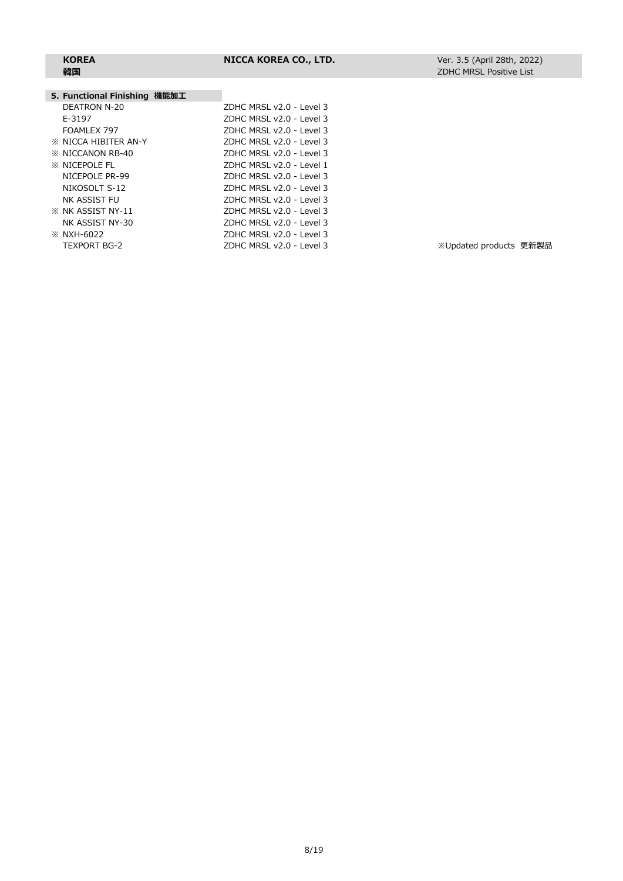| KOREA 韓国 | NICCA KOREA CO., LTD. | Ver. 3.5 (April 28th, 2022) ZDHC MRSL Positive List |
|---|---|---|

**5. Functional Finishing 機能加工**

| Product | Level | |
|---|---|---|
| DEATRON N-20 | ZDHC MRSL v2.0 - Level 3 | |
| E-3197 | ZDHC MRSL v2.0 - Level 3 | |
| FOAMLEX 797 | ZDHC MRSL v2.0 - Level 3 | |
| ※ NICCA HIBITER AN-Y | ZDHC MRSL v2.0 - Level 3 | |
| ※ NICCANON RB-40 | ZDHC MRSL v2.0 - Level 3 | |
| ※ NICEPOLE FL | ZDHC MRSL v2.0 - Level 1 | |
| NICEPOLE PR-99 | ZDHC MRSL v2.0 - Level 3 | |
| NIKOSOLT S-12 | ZDHC MRSL v2.0 - Level 3 | |
| NK ASSIST FU | ZDHC MRSL v2.0 - Level 3 | |
| ※ NK ASSIST NY-11 | ZDHC MRSL v2.0 - Level 3 | |
| NK ASSIST NY-30 | ZDHC MRSL v2.0 - Level 3 | |
| ※ NXH-6022 | ZDHC MRSL v2.0 - Level 3 | |
| TEXPORT BG-2 | ZDHC MRSL v2.0 - Level 3 | ※Updated products 更新製品 |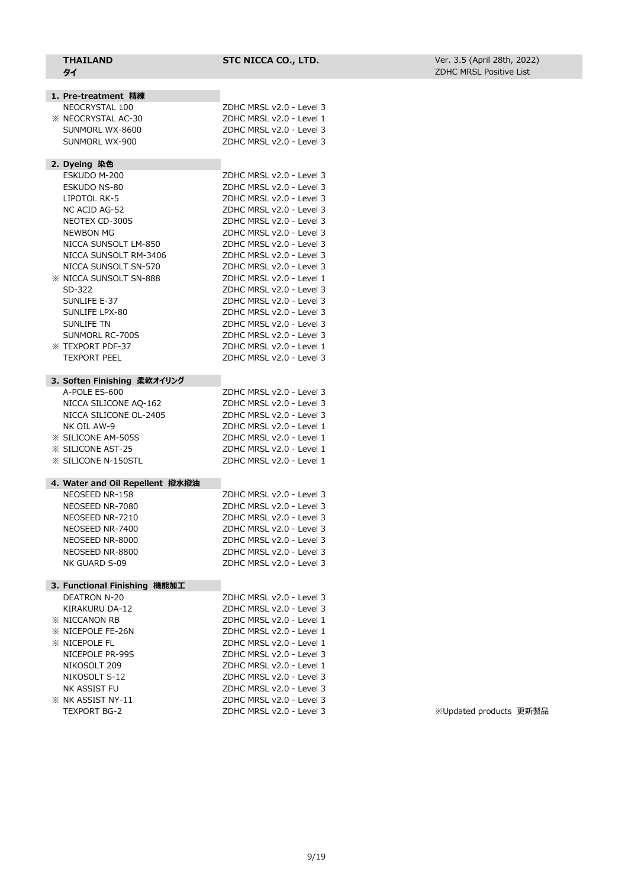| **THAILAND**<br>**タイ** | **STC NICCA CO., LTD.** | Ver. 3.5 (April 28th, 2022)<br>ZDHC MRSL Positive List |
|---|---|---|

**1. Pre-treatment 精練**

| | |
|---|---|
| NEOCRYSTAL 100 | ZDHC MRSL v2.0 - Level 3 |
| ※ NEOCRYSTAL AC-30 | ZDHC MRSL v2.0 - Level 1 |
| SUNMORL WX-8600 | ZDHC MRSL v2.0 - Level 3 |
| SUNMORL WX-900 | ZDHC MRSL v2.0 - Level 3 |

**2. Dyeing 染色**

| | |
|---|---|
| ESKUDO M-200 | ZDHC MRSL v2.0 - Level 3 |
| ESKUDO NS-80 | ZDHC MRSL v2.0 - Level 3 |
| LIPOTOL RK-5 | ZDHC MRSL v2.0 - Level 3 |
| NC ACID AG-52 | ZDHC MRSL v2.0 - Level 3 |
| NEOTEX CD-300S | ZDHC MRSL v2.0 - Level 3 |
| NEWBON MG | ZDHC MRSL v2.0 - Level 3 |
| NICCA SUNSOLT LM-850 | ZDHC MRSL v2.0 - Level 3 |
| NICCA SUNSOLT RM-3406 | ZDHC MRSL v2.0 - Level 3 |
| NICCA SUNSOLT SN-570 | ZDHC MRSL v2.0 - Level 3 |
| ※ NICCA SUNSOLT SN-888 | ZDHC MRSL v2.0 - Level 1 |
| SD-322 | ZDHC MRSL v2.0 - Level 3 |
| SUNLIFE E-37 | ZDHC MRSL v2.0 - Level 3 |
| SUNLIFE LPX-80 | ZDHC MRSL v2.0 - Level 3 |
| SUNLIFE TN | ZDHC MRSL v2.0 - Level 3 |
| SUNMORL RC-700S | ZDHC MRSL v2.0 - Level 3 |
| ※ TEXPORT PDF-37 | ZDHC MRSL v2.0 - Level 1 |
| TEXPORT PEEL | ZDHC MRSL v2.0 - Level 3 |

**3. Soften Finishing 柔軟オイリング**

| | |
|---|---|
| A-POLE ES-600 | ZDHC MRSL v2.0 - Level 3 |
| NICCA SILICONE AQ-162 | ZDHC MRSL v2.0 - Level 3 |
| NICCA SILICONE OL-2405 | ZDHC MRSL v2.0 - Level 3 |
| NK OIL AW-9 | ZDHC MRSL v2.0 - Level 1 |
| ※ SILICONE AM-505S | ZDHC MRSL v2.0 - Level 1 |
| ※ SILICONE AST-25 | ZDHC MRSL v2.0 - Level 1 |
| ※ SILICONE N-150STL | ZDHC MRSL v2.0 - Level 1 |

**4. Water and Oil Repellent 撥水撥油**

| | |
|---|---|
| NEOSEED NR-158 | ZDHC MRSL v2.0 - Level 3 |
| NEOSEED NR-7080 | ZDHC MRSL v2.0 - Level 3 |
| NEOSEED NR-7210 | ZDHC MRSL v2.0 - Level 3 |
| NEOSEED NR-7400 | ZDHC MRSL v2.0 - Level 3 |
| NEOSEED NR-8000 | ZDHC MRSL v2.0 - Level 3 |
| NEOSEED NR-8800 | ZDHC MRSL v2.0 - Level 3 |
| NK GUARD S-09 | ZDHC MRSL v2.0 - Level 3 |

**3. Functional Finishing 機能加工**

| | |
|---|---|
| DEATRON N-20 | ZDHC MRSL v2.0 - Level 3 |
| KIRAKURU DA-12 | ZDHC MRSL v2.0 - Level 3 |
| ※ NICCANON RB | ZDHC MRSL v2.0 - Level 1 |
| ※ NICEPOLE FE-26N | ZDHC MRSL v2.0 - Level 1 |
| ※ NICEPOLE FL | ZDHC MRSL v2.0 - Level 1 |
| NICEPOLE PR-99S | ZDHC MRSL v2.0 - Level 3 |
| NIKOSOLT 209 | ZDHC MRSL v2.0 - Level 1 |
| NIKOSOLT S-12 | ZDHC MRSL v2.0 - Level 3 |
| NK ASSIST FU | ZDHC MRSL v2.0 - Level 3 |
| ※ NK ASSIST NY-11 | ZDHC MRSL v2.0 - Level 3 |
| TEXPORT BG-2 | ZDHC MRSL v2.0 - Level 3 |

※Updated products 更新製品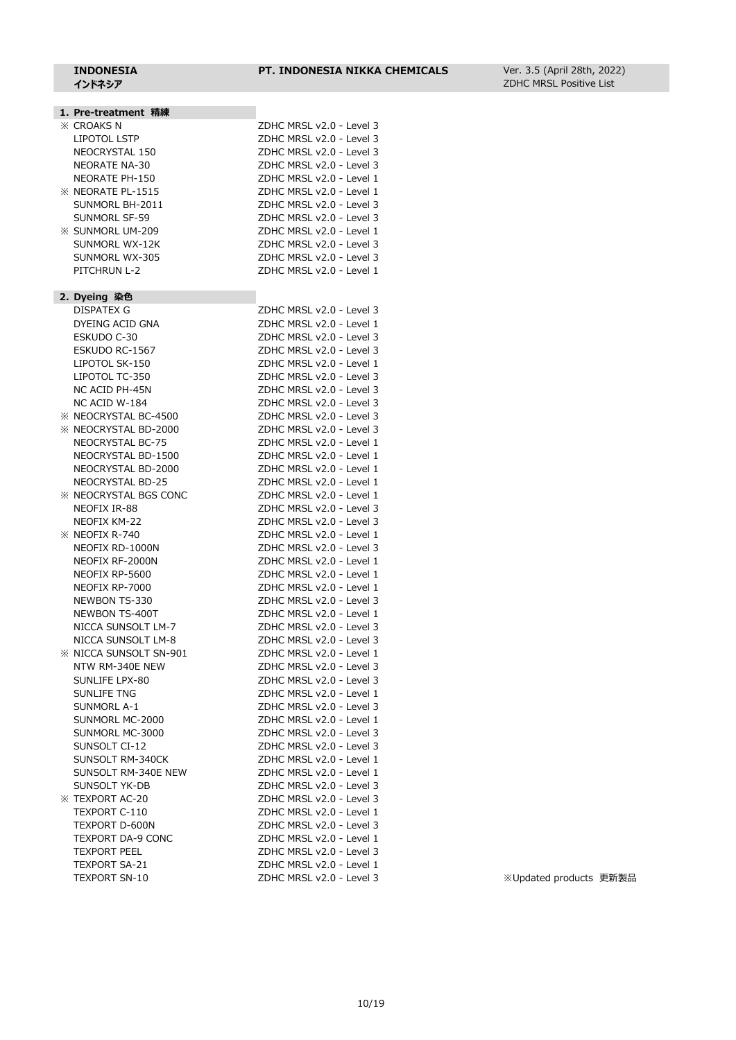**INDONESIA**
**インドネシア**

**PT. INDONESIA NIKKA CHEMICALS**

Ver. 3.5 (April 28th, 2022)
ZDHC MRSL Positive List

## 1. Pre-treatment 精練

| Product | Level |
|---|---|
| ※ CROAKS N | ZDHC MRSL v2.0 - Level 3 |
| LIPOTOL LSTP | ZDHC MRSL v2.0 - Level 3 |
| NEOCRYSTAL 150 | ZDHC MRSL v2.0 - Level 3 |
| NEORATE NA-30 | ZDHC MRSL v2.0 - Level 3 |
| NEORATE PH-150 | ZDHC MRSL v2.0 - Level 1 |
| ※ NEORATE PL-1515 | ZDHC MRSL v2.0 - Level 1 |
| SUNMORL BH-2011 | ZDHC MRSL v2.0 - Level 3 |
| SUNMORL SF-59 | ZDHC MRSL v2.0 - Level 3 |
| ※ SUNMORL UM-209 | ZDHC MRSL v2.0 - Level 1 |
| SUNMORL WX-12K | ZDHC MRSL v2.0 - Level 3 |
| SUNMORL WX-305 | ZDHC MRSL v2.0 - Level 3 |
| PITCHRUN L-2 | ZDHC MRSL v2.0 - Level 1 |

## 2. Dyeing 染色

| Product | Level |
|---|---|
| DISPATEX G | ZDHC MRSL v2.0 - Level 3 |
| DYEING ACID GNA | ZDHC MRSL v2.0 - Level 1 |
| ESKUDO C-30 | ZDHC MRSL v2.0 - Level 3 |
| ESKUDO RC-1567 | ZDHC MRSL v2.0 - Level 3 |
| LIPOTOL SK-150 | ZDHC MRSL v2.0 - Level 1 |
| LIPOTOL TC-350 | ZDHC MRSL v2.0 - Level 3 |
| NC ACID PH-45N | ZDHC MRSL v2.0 - Level 3 |
| NC ACID W-184 | ZDHC MRSL v2.0 - Level 3 |
| ※ NEOCRYSTAL BC-4500 | ZDHC MRSL v2.0 - Level 3 |
| ※ NEOCRYSTAL BD-2000 | ZDHC MRSL v2.0 - Level 3 |
| NEOCRYSTAL BC-75 | ZDHC MRSL v2.0 - Level 1 |
| NEOCRYSTAL BD-1500 | ZDHC MRSL v2.0 - Level 1 |
| NEOCRYSTAL BD-2000 | ZDHC MRSL v2.0 - Level 1 |
| NEOCRYSTAL BD-25 | ZDHC MRSL v2.0 - Level 1 |
| ※ NEOCRYSTAL BGS CONC | ZDHC MRSL v2.0 - Level 1 |
| NEOFIX IR-88 | ZDHC MRSL v2.0 - Level 3 |
| NEOFIX KM-22 | ZDHC MRSL v2.0 - Level 3 |
| ※ NEOFIX R-740 | ZDHC MRSL v2.0 - Level 1 |
| NEOFIX RD-1000N | ZDHC MRSL v2.0 - Level 3 |
| NEOFIX RF-2000N | ZDHC MRSL v2.0 - Level 1 |
| NEOFIX RP-5600 | ZDHC MRSL v2.0 - Level 1 |
| NEOFIX RP-7000 | ZDHC MRSL v2.0 - Level 1 |
| NEWBON TS-330 | ZDHC MRSL v2.0 - Level 3 |
| NEWBON TS-400T | ZDHC MRSL v2.0 - Level 1 |
| NICCA SUNSOLT LM-7 | ZDHC MRSL v2.0 - Level 3 |
| NICCA SUNSOLT LM-8 | ZDHC MRSL v2.0 - Level 3 |
| ※ NICCA SUNSOLT SN-901 | ZDHC MRSL v2.0 - Level 1 |
| NTW RM-340E NEW | ZDHC MRSL v2.0 - Level 3 |
| SUNLIFE LPX-80 | ZDHC MRSL v2.0 - Level 3 |
| SUNLIFE TNG | ZDHC MRSL v2.0 - Level 1 |
| SUNMORL A-1 | ZDHC MRSL v2.0 - Level 3 |
| SUNMORL MC-2000 | ZDHC MRSL v2.0 - Level 1 |
| SUNMORL MC-3000 | ZDHC MRSL v2.0 - Level 3 |
| SUNSOLT CI-12 | ZDHC MRSL v2.0 - Level 3 |
| SUNSOLT RM-340CK | ZDHC MRSL v2.0 - Level 1 |
| SUNSOLT RM-340E NEW | ZDHC MRSL v2.0 - Level 1 |
| SUNSOLT YK-DB | ZDHC MRSL v2.0 - Level 3 |
| ※ TEXPORT AC-20 | ZDHC MRSL v2.0 - Level 3 |
| TEXPORT C-110 | ZDHC MRSL v2.0 - Level 1 |
| TEXPORT D-600N | ZDHC MRSL v2.0 - Level 3 |
| TEXPORT DA-9 CONC | ZDHC MRSL v2.0 - Level 1 |
| TEXPORT PEEL | ZDHC MRSL v2.0 - Level 3 |
| TEXPORT SA-21 | ZDHC MRSL v2.0 - Level 1 |
| TEXPORT SN-10 | ZDHC MRSL v2.0 - Level 3 |

※Updated products 更新製品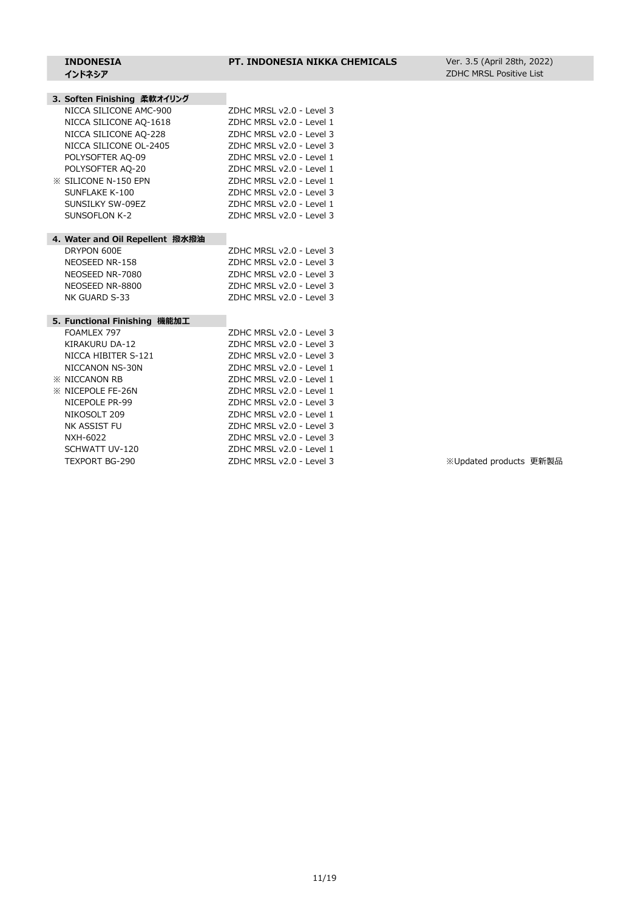**INDONESIA**
**インドネシア**

**PT. INDONESIA NIKKA CHEMICALS**

Ver. 3.5 (April 28th, 2022)
ZDHC MRSL Positive List

### 3. Soften Finishing 柔軟オイリング

| Product | Level |
|---|---|
| NICCA SILICONE AMC-900 | ZDHC MRSL v2.0 - Level 3 |
| NICCA SILICONE AQ-1618 | ZDHC MRSL v2.0 - Level 1 |
| NICCA SILICONE AQ-228 | ZDHC MRSL v2.0 - Level 3 |
| NICCA SILICONE OL-2405 | ZDHC MRSL v2.0 - Level 3 |
| POLYSOFTER AQ-09 | ZDHC MRSL v2.0 - Level 1 |
| POLYSOFTER AQ-20 | ZDHC MRSL v2.0 - Level 1 |
| ※ SILICONE N-150 EPN | ZDHC MRSL v2.0 - Level 1 |
| SUNFLAKE K-100 | ZDHC MRSL v2.0 - Level 3 |
| SUNSILKY SW-09EZ | ZDHC MRSL v2.0 - Level 1 |
| SUNSOFLON K-2 | ZDHC MRSL v2.0 - Level 3 |

### 4. Water and Oil Repellent 撥水撥油

| Product | Level |
|---|---|
| DRYPON 600E | ZDHC MRSL v2.0 - Level 3 |
| NEOSEED NR-158 | ZDHC MRSL v2.0 - Level 3 |
| NEOSEED NR-7080 | ZDHC MRSL v2.0 - Level 3 |
| NEOSEED NR-8800 | ZDHC MRSL v2.0 - Level 3 |
| NK GUARD S-33 | ZDHC MRSL v2.0 - Level 3 |

### 5. Functional Finishing 機能加工

| Product | Level |
|---|---|
| FOAMLEX 797 | ZDHC MRSL v2.0 - Level 3 |
| KIRAKURU DA-12 | ZDHC MRSL v2.0 - Level 3 |
| NICCA HIBITER S-121 | ZDHC MRSL v2.0 - Level 3 |
| NICCANON NS-30N | ZDHC MRSL v2.0 - Level 1 |
| ※ NICCANON RB | ZDHC MRSL v2.0 - Level 1 |
| ※ NICEPOLE FE-26N | ZDHC MRSL v2.0 - Level 1 |
| NICEPOLE PR-99 | ZDHC MRSL v2.0 - Level 3 |
| NIKOSOLT 209 | ZDHC MRSL v2.0 - Level 1 |
| NK ASSIST FU | ZDHC MRSL v2.0 - Level 3 |
| NXH-6022 | ZDHC MRSL v2.0 - Level 3 |
| SCHWATT UV-120 | ZDHC MRSL v2.0 - Level 1 |
| TEXPORT BG-290 | ZDHC MRSL v2.0 - Level 3 |

※Updated products 更新製品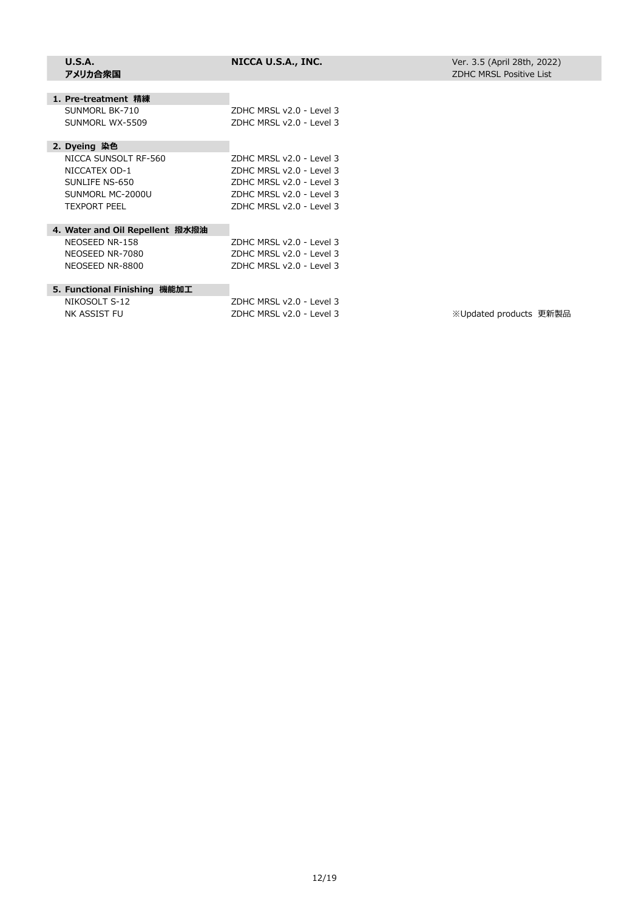| U.S.A.<br>アメリカ合衆国 | NICCA U.S.A., INC. | Ver. 3.5 (April 28th, 2022)<br>ZDHC MRSL Positive List |
|---|---|---|

**1. Pre-treatment 精練**

| Product | Conformance | |
|---|---|---|
| SUNMORL BK-710 | ZDHC MRSL v2.0 - Level 3 | |
| SUNMORL WX-5509 | ZDHC MRSL v2.0 - Level 3 | |

**2. Dyeing 染色**

| Product | Conformance | |
|---|---|---|
| NICCA SUNSOLT RF-560 | ZDHC MRSL v2.0 - Level 3 | |
| NICCATEX OD-1 | ZDHC MRSL v2.0 - Level 3 | |
| SUNLIFE NS-650 | ZDHC MRSL v2.0 - Level 3 | |
| SUNMORL MC-2000U | ZDHC MRSL v2.0 - Level 3 | |
| TEXPORT PEEL | ZDHC MRSL v2.0 - Level 3 | |

**4. Water and Oil Repellent 撥水撥油**

| Product | Conformance | |
|---|---|---|
| NEOSEED NR-158 | ZDHC MRSL v2.0 - Level 3 | |
| NEOSEED NR-7080 | ZDHC MRSL v2.0 - Level 3 | |
| NEOSEED NR-8800 | ZDHC MRSL v2.0 - Level 3 | |

**5. Functional Finishing 機能加工**

| Product | Conformance | |
|---|---|---|
| NIKOSOLT S-12 | ZDHC MRSL v2.0 - Level 3 | |
| NK ASSIST FU | ZDHC MRSL v2.0 - Level 3 | ※Updated products 更新製品 |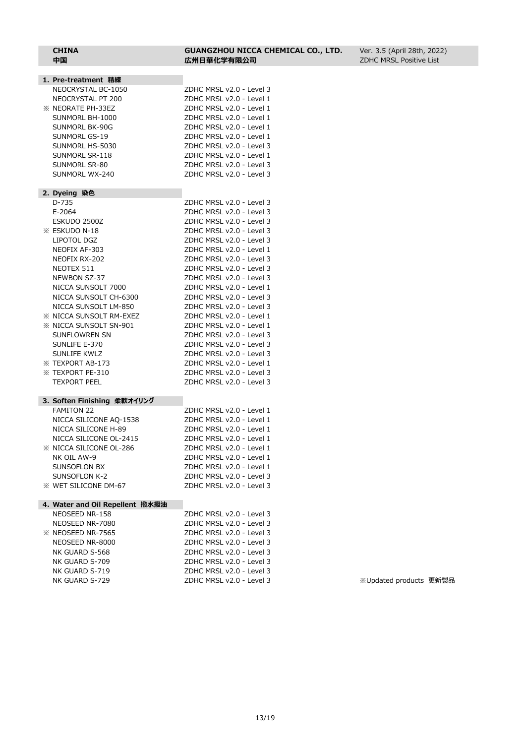| CHINA<br>中国 | GUANGZHOU NICCA CHEMICAL CO., LTD.<br>広州日華化学有限公司 | Ver. 3.5 (April 28th, 2022)<br>ZDHC MRSL Positive List |
|---|---|---|

**1. Pre-treatment 精練**

| Product | Level |
|---|---|
| NEOCRYSTAL BC-1050 | ZDHC MRSL v2.0 - Level 3 |
| NEOCRYSTAL PT 200 | ZDHC MRSL v2.0 - Level 1 |
| ※ NEORATE PH-33EZ | ZDHC MRSL v2.0 - Level 1 |
| SUNMORL BH-1000 | ZDHC MRSL v2.0 - Level 1 |
| SUNMORL BK-90G | ZDHC MRSL v2.0 - Level 1 |
| SUNMORL GS-19 | ZDHC MRSL v2.0 - Level 1 |
| SUNMORL HS-5030 | ZDHC MRSL v2.0 - Level 3 |
| SUNMORL SR-118 | ZDHC MRSL v2.0 - Level 1 |
| SUNMORL SR-80 | ZDHC MRSL v2.0 - Level 3 |
| SUNMORL WX-240 | ZDHC MRSL v2.0 - Level 3 |

**2. Dyeing 染色**

| Product | Level |
|---|---|
| D-735 | ZDHC MRSL v2.0 - Level 3 |
| E-2064 | ZDHC MRSL v2.0 - Level 3 |
| ESKUDO 2500Z | ZDHC MRSL v2.0 - Level 3 |
| ※ ESKUDO N-18 | ZDHC MRSL v2.0 - Level 3 |
| LIPOTOL DGZ | ZDHC MRSL v2.0 - Level 3 |
| NEOFIX AF-303 | ZDHC MRSL v2.0 - Level 1 |
| NEOFIX RX-202 | ZDHC MRSL v2.0 - Level 3 |
| NEOTEX 511 | ZDHC MRSL v2.0 - Level 3 |
| NEWBON SZ-37 | ZDHC MRSL v2.0 - Level 3 |
| NICCA SUNSOLT 7000 | ZDHC MRSL v2.0 - Level 1 |
| NICCA SUNSOLT CH-6300 | ZDHC MRSL v2.0 - Level 3 |
| NICCA SUNSOLT LM-850 | ZDHC MRSL v2.0 - Level 3 |
| ※ NICCA SUNSOLT RM-EXEZ | ZDHC MRSL v2.0 - Level 1 |
| ※ NICCA SUNSOLT SN-901 | ZDHC MRSL v2.0 - Level 1 |
| SUNFLOWREN SN | ZDHC MRSL v2.0 - Level 3 |
| SUNLIFE E-370 | ZDHC MRSL v2.0 - Level 3 |
| SUNLIFE KWLZ | ZDHC MRSL v2.0 - Level 3 |
| ※ TEXPORT AB-173 | ZDHC MRSL v2.0 - Level 1 |
| ※ TEXPORT PE-310 | ZDHC MRSL v2.0 - Level 3 |
| TEXPORT PEEL | ZDHC MRSL v2.0 - Level 3 |

**3. Soften Finishing 柔軟オイリング**

| Product | Level |
|---|---|
| FAMITON 22 | ZDHC MRSL v2.0 - Level 1 |
| NICCA SILICONE AQ-1538 | ZDHC MRSL v2.0 - Level 1 |
| NICCA SILICONE H-89 | ZDHC MRSL v2.0 - Level 1 |
| NICCA SILICONE OL-2415 | ZDHC MRSL v2.0 - Level 1 |
| ※ NICCA SILICONE OL-286 | ZDHC MRSL v2.0 - Level 1 |
| NK OIL AW-9 | ZDHC MRSL v2.0 - Level 1 |
| SUNSOFLON BX | ZDHC MRSL v2.0 - Level 1 |
| SUNSOFLON K-2 | ZDHC MRSL v2.0 - Level 3 |
| ※ WET SILICONE DM-67 | ZDHC MRSL v2.0 - Level 3 |

**4. Water and Oil Repellent 撥水撥油**

| Product | Level |
|---|---|
| NEOSEED NR-158 | ZDHC MRSL v2.0 - Level 3 |
| NEOSEED NR-7080 | ZDHC MRSL v2.0 - Level 3 |
| ※ NEOSEED NR-7565 | ZDHC MRSL v2.0 - Level 3 |
| NEOSEED NR-8000 | ZDHC MRSL v2.0 - Level 3 |
| NK GUARD S-568 | ZDHC MRSL v2.0 - Level 3 |
| NK GUARD S-709 | ZDHC MRSL v2.0 - Level 3 |
| NK GUARD S-719 | ZDHC MRSL v2.0 - Level 3 |
| NK GUARD S-729 | ZDHC MRSL v2.0 - Level 3 |

※Updated products 更新製品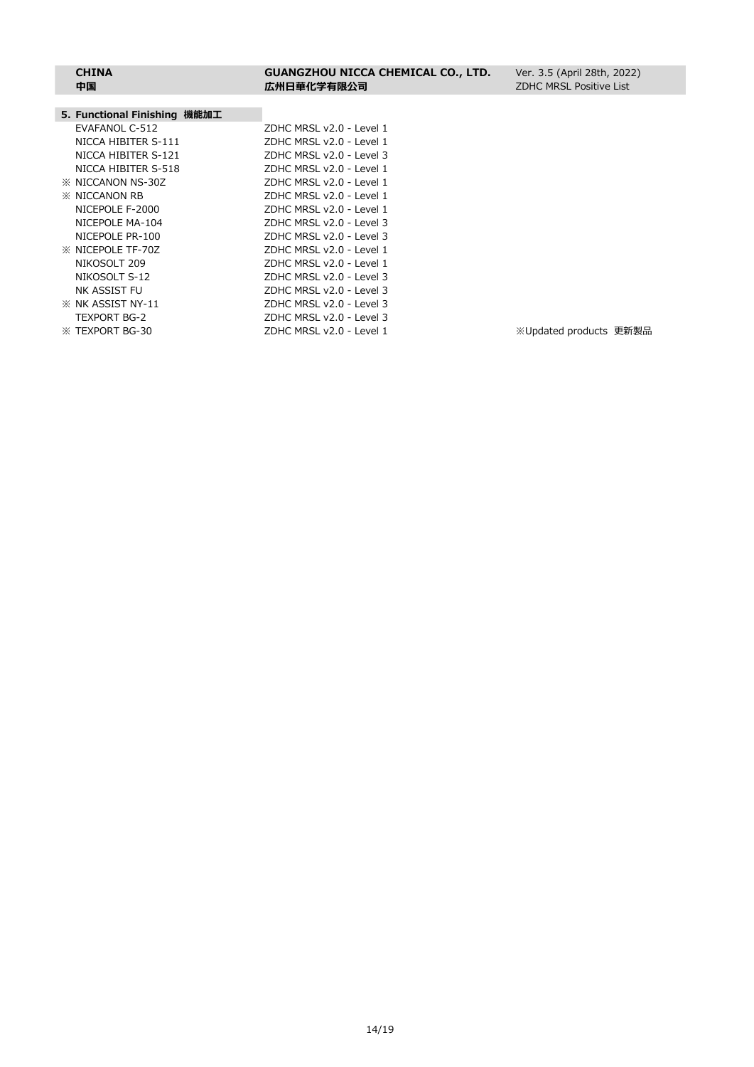| CHINA<br>中国 | GUANGZHOU NICCA CHEMICAL CO., LTD.<br>広州日華化学有限公司 | Ver. 3.5 (April 28th, 2022)<br>ZDHC MRSL Positive List |
|---|---|---|

## 5. Functional Finishing 機能加工

| Product | Conformance Level |
|---|---|
| EVAFANOL C-512 | ZDHC MRSL v2.0 - Level 1 |
| NICCA HIBITER S-111 | ZDHC MRSL v2.0 - Level 1 |
| NICCA HIBITER S-121 | ZDHC MRSL v2.0 - Level 3 |
| NICCA HIBITER S-518 | ZDHC MRSL v2.0 - Level 1 |
| ※ NICCANON NS-30Z | ZDHC MRSL v2.0 - Level 1 |
| ※ NICCANON RB | ZDHC MRSL v2.0 - Level 1 |
| NICEPOLE F-2000 | ZDHC MRSL v2.0 - Level 1 |
| NICEPOLE MA-104 | ZDHC MRSL v2.0 - Level 3 |
| NICEPOLE PR-100 | ZDHC MRSL v2.0 - Level 3 |
| ※ NICEPOLE TF-70Z | ZDHC MRSL v2.0 - Level 1 |
| NIKOSOLT 209 | ZDHC MRSL v2.0 - Level 1 |
| NIKOSOLT S-12 | ZDHC MRSL v2.0 - Level 3 |
| NK ASSIST FU | ZDHC MRSL v2.0 - Level 3 |
| ※ NK ASSIST NY-11 | ZDHC MRSL v2.0 - Level 3 |
| TEXPORT BG-2 | ZDHC MRSL v2.0 - Level 3 |
| ※ TEXPORT BG-30 | ZDHC MRSL v2.0 - Level 1 |

※Updated products 更新製品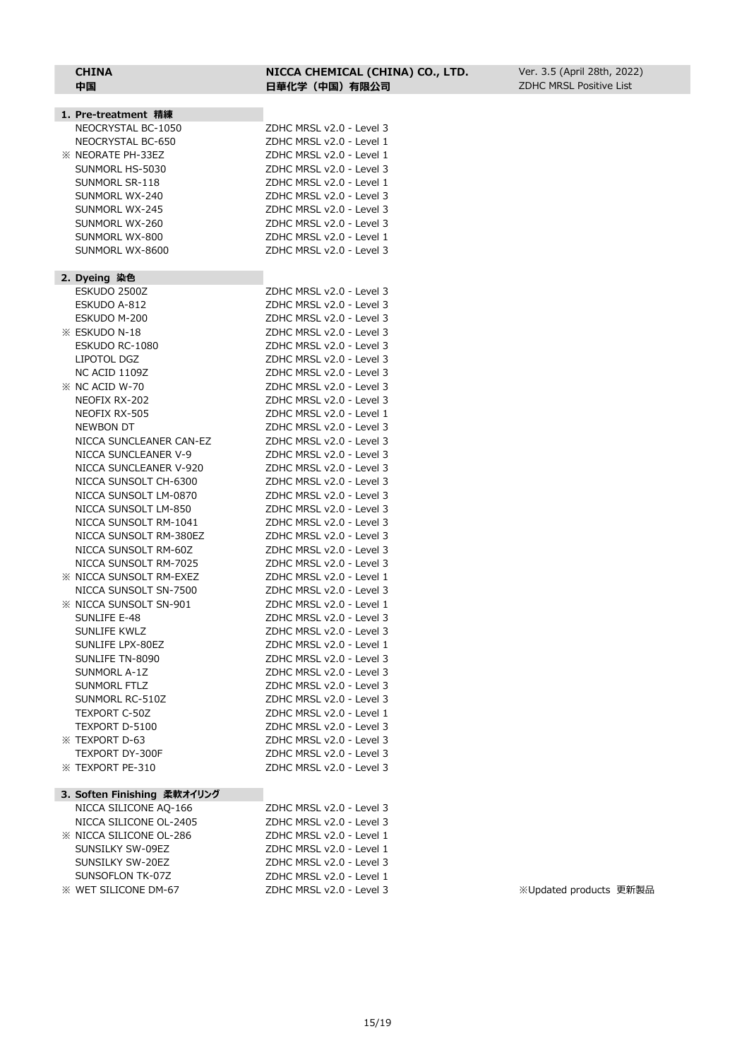| CHINA<br>中国 | NICCA CHEMICAL (CHINA) CO., LTD.<br>日華化学（中国）有限公司 | Ver. 3.5 (April 28th, 2022)<br>ZDHC MRSL Positive List |
|---|---|---|

**1. Pre-treatment 精練**

| Product | Level |
|---|---|
| NEOCRYSTAL BC-1050 | ZDHC MRSL v2.0 - Level 3 |
| NEOCRYSTAL BC-650 | ZDHC MRSL v2.0 - Level 1 |
| ※ NEORATE PH-33EZ | ZDHC MRSL v2.0 - Level 1 |
| SUNMORL HS-5030 | ZDHC MRSL v2.0 - Level 3 |
| SUNMORL SR-118 | ZDHC MRSL v2.0 - Level 1 |
| SUNMORL WX-240 | ZDHC MRSL v2.0 - Level 3 |
| SUNMORL WX-245 | ZDHC MRSL v2.0 - Level 3 |
| SUNMORL WX-260 | ZDHC MRSL v2.0 - Level 3 |
| SUNMORL WX-800 | ZDHC MRSL v2.0 - Level 1 |
| SUNMORL WX-8600 | ZDHC MRSL v2.0 - Level 3 |

**2. Dyeing 染色**

| Product | Level |
|---|---|
| ESKUDO 2500Z | ZDHC MRSL v2.0 - Level 3 |
| ESKUDO A-812 | ZDHC MRSL v2.0 - Level 3 |
| ESKUDO M-200 | ZDHC MRSL v2.0 - Level 3 |
| ※ ESKUDO N-18 | ZDHC MRSL v2.0 - Level 3 |
| ESKUDO RC-1080 | ZDHC MRSL v2.0 - Level 3 |
| LIPOTOL DGZ | ZDHC MRSL v2.0 - Level 3 |
| NC ACID 1109Z | ZDHC MRSL v2.0 - Level 3 |
| ※ NC ACID W-70 | ZDHC MRSL v2.0 - Level 3 |
| NEOFIX RX-202 | ZDHC MRSL v2.0 - Level 3 |
| NEOFIX RX-505 | ZDHC MRSL v2.0 - Level 1 |
| NEWBON DT | ZDHC MRSL v2.0 - Level 3 |
| NICCA SUNCLEANER CAN-EZ | ZDHC MRSL v2.0 - Level 3 |
| NICCA SUNCLEANER V-9 | ZDHC MRSL v2.0 - Level 3 |
| NICCA SUNCLEANER V-920 | ZDHC MRSL v2.0 - Level 3 |
| NICCA SUNSOLT CH-6300 | ZDHC MRSL v2.0 - Level 3 |
| NICCA SUNSOLT LM-0870 | ZDHC MRSL v2.0 - Level 3 |
| NICCA SUNSOLT LM-850 | ZDHC MRSL v2.0 - Level 3 |
| NICCA SUNSOLT RM-1041 | ZDHC MRSL v2.0 - Level 3 |
| NICCA SUNSOLT RM-380EZ | ZDHC MRSL v2.0 - Level 3 |
| NICCA SUNSOLT RM-60Z | ZDHC MRSL v2.0 - Level 3 |
| NICCA SUNSOLT RM-7025 | ZDHC MRSL v2.0 - Level 3 |
| ※ NICCA SUNSOLT RM-EXEZ | ZDHC MRSL v2.0 - Level 1 |
| NICCA SUNSOLT SN-7500 | ZDHC MRSL v2.0 - Level 3 |
| ※ NICCA SUNSOLT SN-901 | ZDHC MRSL v2.0 - Level 1 |
| SUNLIFE E-48 | ZDHC MRSL v2.0 - Level 3 |
| SUNLIFE KWLZ | ZDHC MRSL v2.0 - Level 3 |
| SUNLIFE LPX-80EZ | ZDHC MRSL v2.0 - Level 1 |
| SUNLIFE TN-8090 | ZDHC MRSL v2.0 - Level 3 |
| SUNMORL A-1Z | ZDHC MRSL v2.0 - Level 3 |
| SUNMORL FTLZ | ZDHC MRSL v2.0 - Level 3 |
| SUNMORL RC-510Z | ZDHC MRSL v2.0 - Level 3 |
| TEXPORT C-50Z | ZDHC MRSL v2.0 - Level 1 |
| TEXPORT D-5100 | ZDHC MRSL v2.0 - Level 3 |
| ※ TEXPORT D-63 | ZDHC MRSL v2.0 - Level 3 |
| TEXPORT DY-300F | ZDHC MRSL v2.0 - Level 3 |
| ※ TEXPORT PE-310 | ZDHC MRSL v2.0 - Level 3 |

**3. Soften Finishing 柔軟オイリング**

| Product | Level |
|---|---|
| NICCA SILICONE AQ-166 | ZDHC MRSL v2.0 - Level 3 |
| NICCA SILICONE OL-2405 | ZDHC MRSL v2.0 - Level 3 |
| ※ NICCA SILICONE OL-286 | ZDHC MRSL v2.0 - Level 1 |
| SUNSILKY SW-09EZ | ZDHC MRSL v2.0 - Level 1 |
| SUNSILKY SW-20EZ | ZDHC MRSL v2.0 - Level 3 |
| SUNSOFLON TK-07Z | ZDHC MRSL v2.0 - Level 1 |
| ※ WET SILICONE DM-67 | ZDHC MRSL v2.0 - Level 3 |

※Updated products 更新製品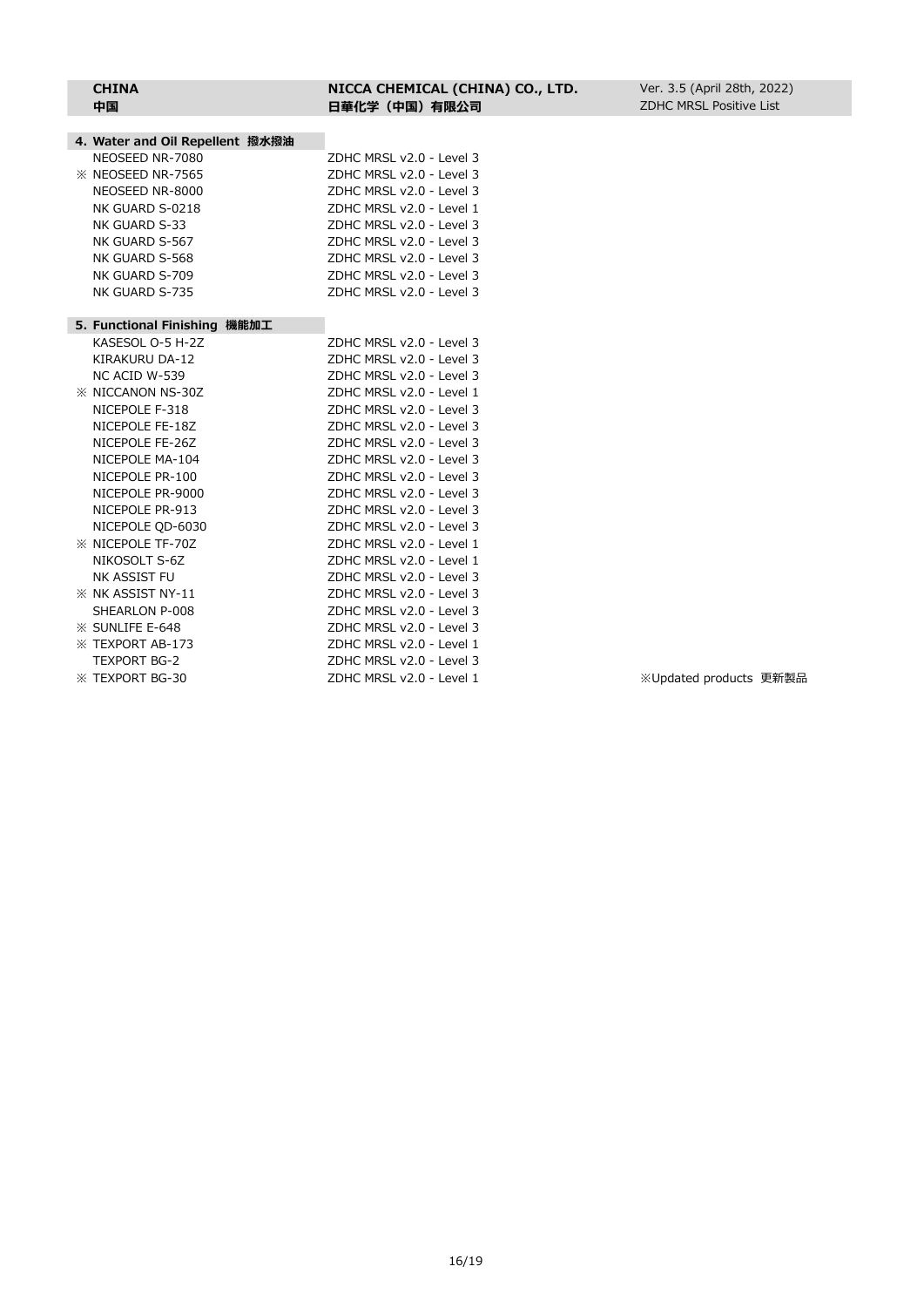**CHINA**
**中国**

**NICCA CHEMICAL (CHINA) CO., LTD.**
**日華化学（中国）有限公司**

Ver. 3.5 (April 28th, 2022)
ZDHC MRSL Positive List

## 4. Water and Oil Repellent 撥水撥油

| Product | Conformance |
|---|---|
| NEOSEED NR-7080 | ZDHC MRSL v2.0 - Level 3 |
| ※ NEOSEED NR-7565 | ZDHC MRSL v2.0 - Level 3 |
| NEOSEED NR-8000 | ZDHC MRSL v2.0 - Level 3 |
| NK GUARD S-0218 | ZDHC MRSL v2.0 - Level 1 |
| NK GUARD S-33 | ZDHC MRSL v2.0 - Level 3 |
| NK GUARD S-567 | ZDHC MRSL v2.0 - Level 3 |
| NK GUARD S-568 | ZDHC MRSL v2.0 - Level 3 |
| NK GUARD S-709 | ZDHC MRSL v2.0 - Level 3 |
| NK GUARD S-735 | ZDHC MRSL v2.0 - Level 3 |

## 5. Functional Finishing 機能加工

| Product | Conformance |
|---|---|
| KASESOL O-5 H-2Z | ZDHC MRSL v2.0 - Level 3 |
| KIRAKURU DA-12 | ZDHC MRSL v2.0 - Level 3 |
| NC ACID W-539 | ZDHC MRSL v2.0 - Level 3 |
| ※ NICCANON NS-30Z | ZDHC MRSL v2.0 - Level 1 |
| NICEPOLE F-318 | ZDHC MRSL v2.0 - Level 3 |
| NICEPOLE FE-18Z | ZDHC MRSL v2.0 - Level 3 |
| NICEPOLE FE-26Z | ZDHC MRSL v2.0 - Level 3 |
| NICEPOLE MA-104 | ZDHC MRSL v2.0 - Level 3 |
| NICEPOLE PR-100 | ZDHC MRSL v2.0 - Level 3 |
| NICEPOLE PR-9000 | ZDHC MRSL v2.0 - Level 3 |
| NICEPOLE PR-913 | ZDHC MRSL v2.0 - Level 3 |
| NICEPOLE QD-6030 | ZDHC MRSL v2.0 - Level 3 |
| ※ NICEPOLE TF-70Z | ZDHC MRSL v2.0 - Level 1 |
| NIKOSOLT S-6Z | ZDHC MRSL v2.0 - Level 1 |
| NK ASSIST FU | ZDHC MRSL v2.0 - Level 3 |
| ※ NK ASSIST NY-11 | ZDHC MRSL v2.0 - Level 3 |
| SHEARLON P-008 | ZDHC MRSL v2.0 - Level 3 |
| ※ SUNLIFE E-648 | ZDHC MRSL v2.0 - Level 3 |
| ※ TEXPORT AB-173 | ZDHC MRSL v2.0 - Level 1 |
| TEXPORT BG-2 | ZDHC MRSL v2.0 - Level 3 |
| ※ TEXPORT BG-30 | ZDHC MRSL v2.0 - Level 1 |

※Updated products 更新製品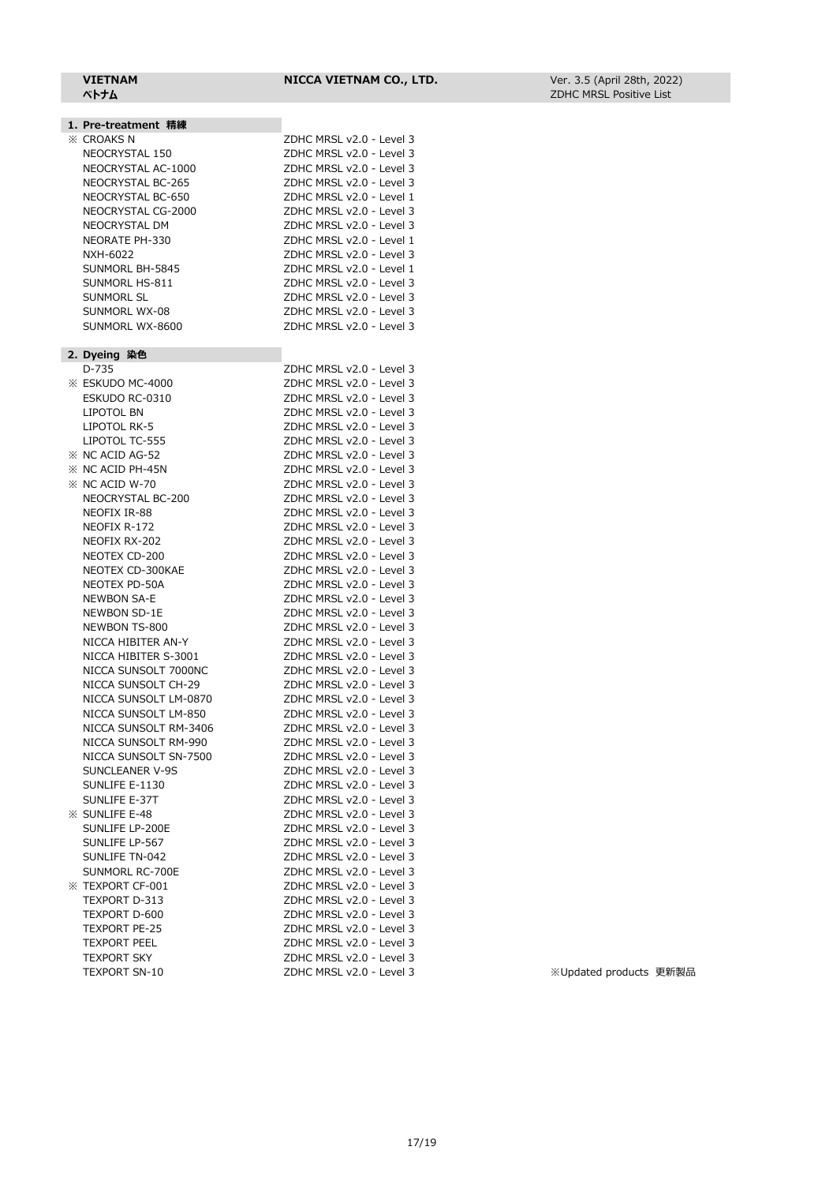**VIETNAM**
**ベトナム**

**NICCA VIETNAM CO., LTD.**

Ver. 3.5 (April 28th, 2022)
ZDHC MRSL Positive List

## 1. Pre-treatment 精練

| Product | Level |
|---|---|
| ※ CROAKS N | ZDHC MRSL v2.0 - Level 3 |
| NEOCRYSTAL 150 | ZDHC MRSL v2.0 - Level 3 |
| NEOCRYSTAL AC-1000 | ZDHC MRSL v2.0 - Level 3 |
| NEOCRYSTAL BC-265 | ZDHC MRSL v2.0 - Level 3 |
| NEOCRYSTAL BC-650 | ZDHC MRSL v2.0 - Level 1 |
| NEOCRYSTAL CG-2000 | ZDHC MRSL v2.0 - Level 3 |
| NEOCRYSTAL DM | ZDHC MRSL v2.0 - Level 3 |
| NEORATE PH-330 | ZDHC MRSL v2.0 - Level 1 |
| NXH-6022 | ZDHC MRSL v2.0 - Level 3 |
| SUNMORL BH-5845 | ZDHC MRSL v2.0 - Level 1 |
| SUNMORL HS-811 | ZDHC MRSL v2.0 - Level 3 |
| SUNMORL SL | ZDHC MRSL v2.0 - Level 3 |
| SUNMORL WX-08 | ZDHC MRSL v2.0 - Level 3 |
| SUNMORL WX-8600 | ZDHC MRSL v2.0 - Level 3 |

## 2. Dyeing 染色

| Product | Level |
|---|---|
| D-735 | ZDHC MRSL v2.0 - Level 3 |
| ※ ESKUDO MC-4000 | ZDHC MRSL v2.0 - Level 3 |
| ESKUDO RC-0310 | ZDHC MRSL v2.0 - Level 3 |
| LIPOTOL BN | ZDHC MRSL v2.0 - Level 3 |
| LIPOTOL RK-5 | ZDHC MRSL v2.0 - Level 3 |
| LIPOTOL TC-555 | ZDHC MRSL v2.0 - Level 3 |
| ※ NC ACID AG-52 | ZDHC MRSL v2.0 - Level 3 |
| ※ NC ACID PH-45N | ZDHC MRSL v2.0 - Level 3 |
| ※ NC ACID W-70 | ZDHC MRSL v2.0 - Level 3 |
| NEOCRYSTAL BC-200 | ZDHC MRSL v2.0 - Level 3 |
| NEOFIX IR-88 | ZDHC MRSL v2.0 - Level 3 |
| NEOFIX R-172 | ZDHC MRSL v2.0 - Level 3 |
| NEOFIX RX-202 | ZDHC MRSL v2.0 - Level 3 |
| NEOTEX CD-200 | ZDHC MRSL v2.0 - Level 3 |
| NEOTEX CD-300KAE | ZDHC MRSL v2.0 - Level 3 |
| NEOTEX PD-50A | ZDHC MRSL v2.0 - Level 3 |
| NEWBON SA-E | ZDHC MRSL v2.0 - Level 3 |
| NEWBON SD-1E | ZDHC MRSL v2.0 - Level 3 |
| NEWBON TS-800 | ZDHC MRSL v2.0 - Level 3 |
| NICCA HIBITER AN-Y | ZDHC MRSL v2.0 - Level 3 |
| NICCA HIBITER S-3001 | ZDHC MRSL v2.0 - Level 3 |
| NICCA SUNSOLT 7000NC | ZDHC MRSL v2.0 - Level 3 |
| NICCA SUNSOLT CH-29 | ZDHC MRSL v2.0 - Level 3 |
| NICCA SUNSOLT LM-0870 | ZDHC MRSL v2.0 - Level 3 |
| NICCA SUNSOLT LM-850 | ZDHC MRSL v2.0 - Level 3 |
| NICCA SUNSOLT RM-3406 | ZDHC MRSL v2.0 - Level 3 |
| NICCA SUNSOLT RM-990 | ZDHC MRSL v2.0 - Level 3 |
| NICCA SUNSOLT SN-7500 | ZDHC MRSL v2.0 - Level 3 |
| SUNCLEANER V-9S | ZDHC MRSL v2.0 - Level 3 |
| SUNLIFE E-1130 | ZDHC MRSL v2.0 - Level 3 |
| SUNLIFE E-37T | ZDHC MRSL v2.0 - Level 3 |
| ※ SUNLIFE E-48 | ZDHC MRSL v2.0 - Level 3 |
| SUNLIFE LP-200E | ZDHC MRSL v2.0 - Level 3 |
| SUNLIFE LP-567 | ZDHC MRSL v2.0 - Level 3 |
| SUNLIFE TN-042 | ZDHC MRSL v2.0 - Level 3 |
| SUNMORL RC-700E | ZDHC MRSL v2.0 - Level 3 |
| ※ TEXPORT CF-001 | ZDHC MRSL v2.0 - Level 3 |
| TEXPORT D-313 | ZDHC MRSL v2.0 - Level 3 |
| TEXPORT D-600 | ZDHC MRSL v2.0 - Level 3 |
| TEXPORT PE-25 | ZDHC MRSL v2.0 - Level 3 |
| TEXPORT PEEL | ZDHC MRSL v2.0 - Level 3 |
| TEXPORT SKY | ZDHC MRSL v2.0 - Level 3 |
| TEXPORT SN-10 | ZDHC MRSL v2.0 - Level 3 |

※Updated products 更新製品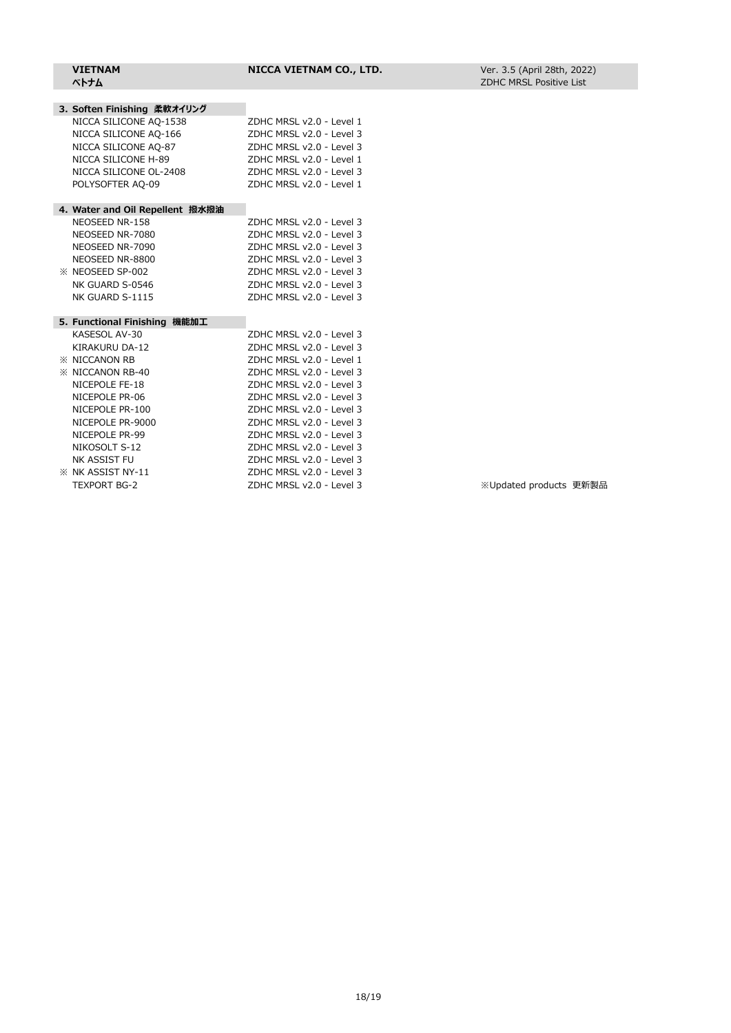**VIETNAM**
**ベトナム**

**NICCA VIETNAM CO., LTD.**

Ver. 3.5 (April 28th, 2022)
ZDHC MRSL Positive List

### 3. Soften Finishing 柔軟オイリング

| Product | Level |
|---|---|
| NICCA SILICONE AQ-1538 | ZDHC MRSL v2.0 - Level 1 |
| NICCA SILICONE AQ-166 | ZDHC MRSL v2.0 - Level 3 |
| NICCA SILICONE AQ-87 | ZDHC MRSL v2.0 - Level 3 |
| NICCA SILICONE H-89 | ZDHC MRSL v2.0 - Level 1 |
| NICCA SILICONE OL-2408 | ZDHC MRSL v2.0 - Level 3 |
| POLYSOFTER AQ-09 | ZDHC MRSL v2.0 - Level 1 |

### 4. Water and Oil Repellent 撥水撥油

| Product | Level |
|---|---|
| NEOSEED NR-158 | ZDHC MRSL v2.0 - Level 3 |
| NEOSEED NR-7080 | ZDHC MRSL v2.0 - Level 3 |
| NEOSEED NR-7090 | ZDHC MRSL v2.0 - Level 3 |
| NEOSEED NR-8800 | ZDHC MRSL v2.0 - Level 3 |
| ※ NEOSEED SP-002 | ZDHC MRSL v2.0 - Level 3 |
| NK GUARD S-0546 | ZDHC MRSL v2.0 - Level 3 |
| NK GUARD S-1115 | ZDHC MRSL v2.0 - Level 3 |

### 5. Functional Finishing 機能加工

| Product | Level |
|---|---|
| KASESOL AV-30 | ZDHC MRSL v2.0 - Level 3 |
| KIRAKURU DA-12 | ZDHC MRSL v2.0 - Level 3 |
| ※ NICCANON RB | ZDHC MRSL v2.0 - Level 1 |
| ※ NICCANON RB-40 | ZDHC MRSL v2.0 - Level 3 |
| NICEPOLE FE-18 | ZDHC MRSL v2.0 - Level 3 |
| NICEPOLE PR-06 | ZDHC MRSL v2.0 - Level 3 |
| NICEPOLE PR-100 | ZDHC MRSL v2.0 - Level 3 |
| NICEPOLE PR-9000 | ZDHC MRSL v2.0 - Level 3 |
| NICEPOLE PR-99 | ZDHC MRSL v2.0 - Level 3 |
| NIKOSOLT S-12 | ZDHC MRSL v2.0 - Level 3 |
| NK ASSIST FU | ZDHC MRSL v2.0 - Level 3 |
| ※ NK ASSIST NY-11 | ZDHC MRSL v2.0 - Level 3 |
| TEXPORT BG-2 | ZDHC MRSL v2.0 - Level 3 |

※Updated products 更新製品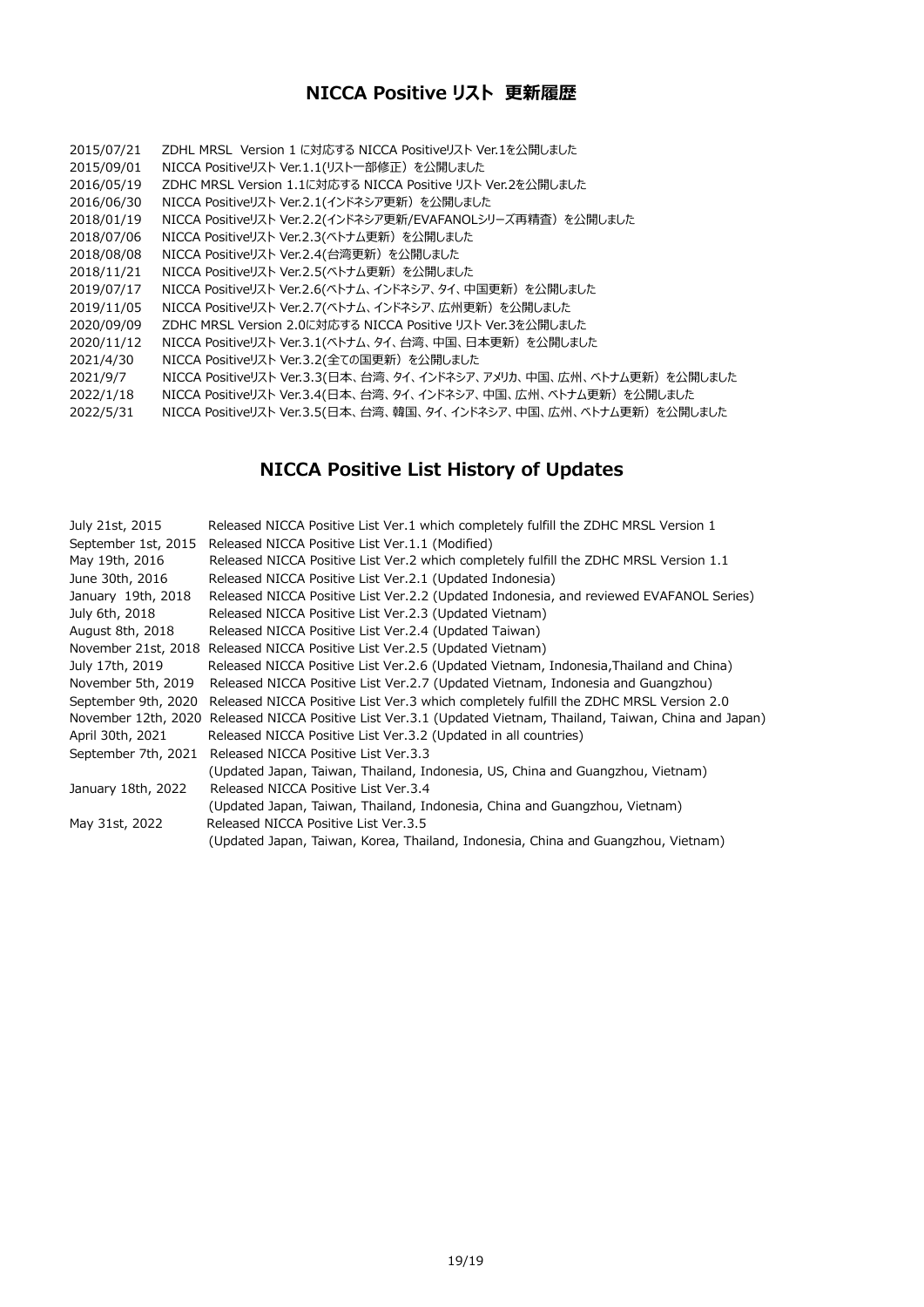## NICCA Positive リスト 更新履歴

| | |
|---|---|
| 2015/07/21 | ZDHL MRSL Version 1 に対応する NICCA Positiveリスト Ver.1を公開しました |
| 2015/09/01 | NICCA Positiveリスト Ver.1.1(リスト一部修正）を公開しました |
| 2016/05/19 | ZDHC MRSL Version 1.1に対応する NICCA Positive リスト Ver.2を公開しました |
| 2016/06/30 | NICCA Positiveリスト Ver.2.1(インドネシア更新）を公開しました |
| 2018/01/19 | NICCA Positiveリスト Ver.2.2(インドネシア更新/EVAFANOLシリーズ再精査）を公開しました |
| 2018/07/06 | NICCA Positiveリスト Ver.2.3(ベトナム更新）を公開しました |
| 2018/08/08 | NICCA Positiveリスト Ver.2.4(台湾更新）を公開しました |
| 2018/11/21 | NICCA Positiveリスト Ver.2.5(ベトナム更新）を公開しました |
| 2019/07/17 | NICCA Positiveリスト Ver.2.6(ベトナム、インドネシア、タイ、中国更新）を公開しました |
| 2019/11/05 | NICCA Positiveリスト Ver.2.7(ベトナム、インドネシア、広州更新）を公開しました |
| 2020/09/09 | ZDHC MRSL Version 2.0に対応する NICCA Positive リスト Ver.3を公開しました |
| 2020/11/12 | NICCA Positiveリスト Ver.3.1(ベトナム、タイ、台湾、中国、日本更新）を公開しました |
| 2021/4/30 | NICCA Positiveリスト Ver.3.2(全ての国更新）を公開しました |
| 2021/9/7 | NICCA Positiveリスト Ver.3.3(日本、台湾、タイ、インドネシア、アメリカ、中国、広州、ベトナム更新）を公開しました |
| 2022/1/18 | NICCA Positiveリスト Ver.3.4(日本、台湾、タイ、インドネシア、中国、広州、ベトナム更新）を公開しました |
| 2022/5/31 | NICCA Positiveリスト Ver.3.5(日本、台湾、韓国、タイ、インドネシア、中国、広州、ベトナム更新）を公開しました |

## NICCA Positive List History of Updates

| | |
|---|---|
| July 21st, 2015 | Released NICCA Positive List Ver.1 which completely fulfill the ZDHC MRSL Version 1 |
| September 1st, 2015 | Released NICCA Positive List Ver.1.1 (Modified) |
| May 19th, 2016 | Released NICCA Positive List Ver.2 which completely fulfill the ZDHC MRSL Version 1.1 |
| June 30th, 2016 | Released NICCA Positive List Ver.2.1 (Updated Indonesia) |
| January 19th, 2018 | Released NICCA Positive List Ver.2.2 (Updated Indonesia, and reviewed EVAFANOL Series) |
| July 6th, 2018 | Released NICCA Positive List Ver.2.3 (Updated Vietnam) |
| August 8th, 2018 | Released NICCA Positive List Ver.2.4 (Updated Taiwan) |
| November 21st, 2018 | Released NICCA Positive List Ver.2.5 (Updated Vietnam) |
| July 17th, 2019 | Released NICCA Positive List Ver.2.6 (Updated Vietnam, Indonesia,Thailand and China) |
| November 5th, 2019 | Released NICCA Positive List Ver.2.7 (Updated Vietnam, Indonesia and Guangzhou) |
| September 9th, 2020 | Released NICCA Positive List Ver.3 which completely fulfill the ZDHC MRSL Version 2.0 |
| November 12th, 2020 | Released NICCA Positive List Ver.3.1 (Updated Vietnam, Thailand, Taiwan, China and Japan) |
| April 30th, 2021 | Released NICCA Positive List Ver.3.2 (Updated in all countries) |
| September 7th, 2021 | Released NICCA Positive List Ver.3.3 (Updated Japan, Taiwan, Thailand, Indonesia, US, China and Guangzhou, Vietnam) |
| January 18th, 2022 | Released NICCA Positive List Ver.3.4 (Updated Japan, Taiwan, Thailand, Indonesia, China and Guangzhou, Vietnam) |
| May 31st, 2022 | Released NICCA Positive List Ver.3.5 (Updated Japan, Taiwan, Korea, Thailand, Indonesia, China and Guangzhou, Vietnam) |